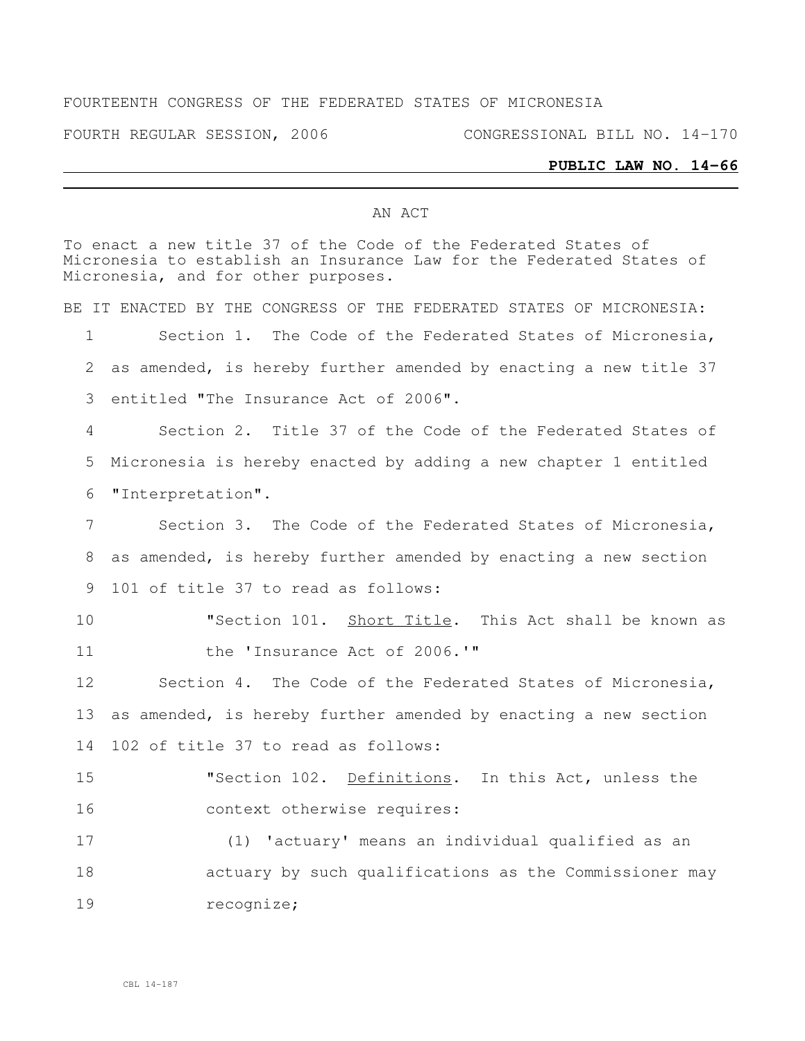FOURTEENTH CONGRESS OF THE FEDERATED STATES OF MICRONESIA

FOURTH REGULAR SESSION, 2006 CONGRESSIONAL BILL NO. 14-170

**PUBLIC LAW NO. 14-66**

AN ACT

To enact a new title 37 of the Code of the Federated States of Micronesia to establish an Insurance Law for the Federated States of Micronesia, and for other purposes.

BE IT ENACTED BY THE CONGRESS OF THE FEDERATED STATES OF MICRONESIA:

Section 1. The Code of the Federated States of Micronesia, as amended, is hereby further amended by enacting a new title 37 entitled "The Insurance Act of 2006".

Section 2. Title 37 of the Code of the Federated States of Micronesia is hereby enacted by adding a new chapter 1 entitled "Interpretation".

Section 3. The Code of the Federated States of Micronesia, as amended, is hereby further amended by enacting a new section 101 of title 37 to read as follows:

"Section 101. Short Title. This Act shall be known as the 'Insurance Act of 2006.'"

Section 4. The Code of the Federated States of Micronesia, as amended, is hereby further amended by enacting a new section 102 of title 37 to read as follows:

"Section 102. Definitions. In this Act, unless the context otherwise requires:

(1) 'actuary' means an individual qualified as an actuary by such qualifications as the Commissioner may recognize;

CBL 14-187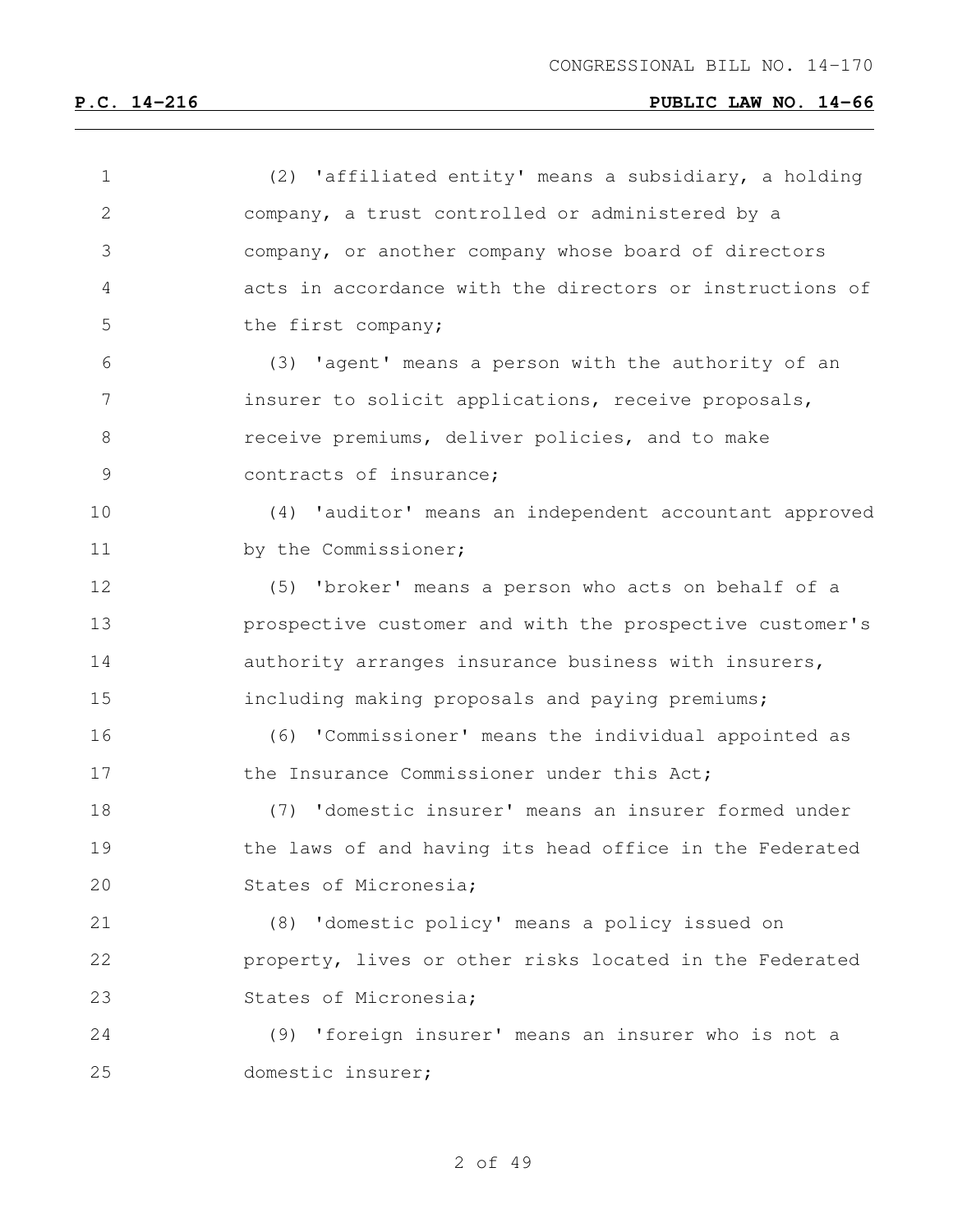(2) 'affiliated entity' means a subsidiary, a holding company, a trust controlled or administered by a company, or another company whose board of directors acts in accordance with the directors or instructions of the first company;

(3) 'agent' means a person with the authority of an insurer to solicit applications, receive proposals, receive premiums, deliver policies, and to make contracts of insurance;

(4) 'auditor' means an independent accountant approved by the Commissioner;

(5) 'broker' means a person who acts on behalf of a prospective customer and with the prospective customer's authority arranges insurance business with insurers, including making proposals and paying premiums;

(6) 'Commissioner' means the individual appointed as the Insurance Commissioner under this Act;

(7) 'domestic insurer' means an insurer formed under the laws of and having its head office in the Federated States of Micronesia;

(8) 'domestic policy' means a policy issued on property, lives or other risks located in the Federated States of Micronesia;

(9) 'foreign insurer' means an insurer who is not a domestic insurer;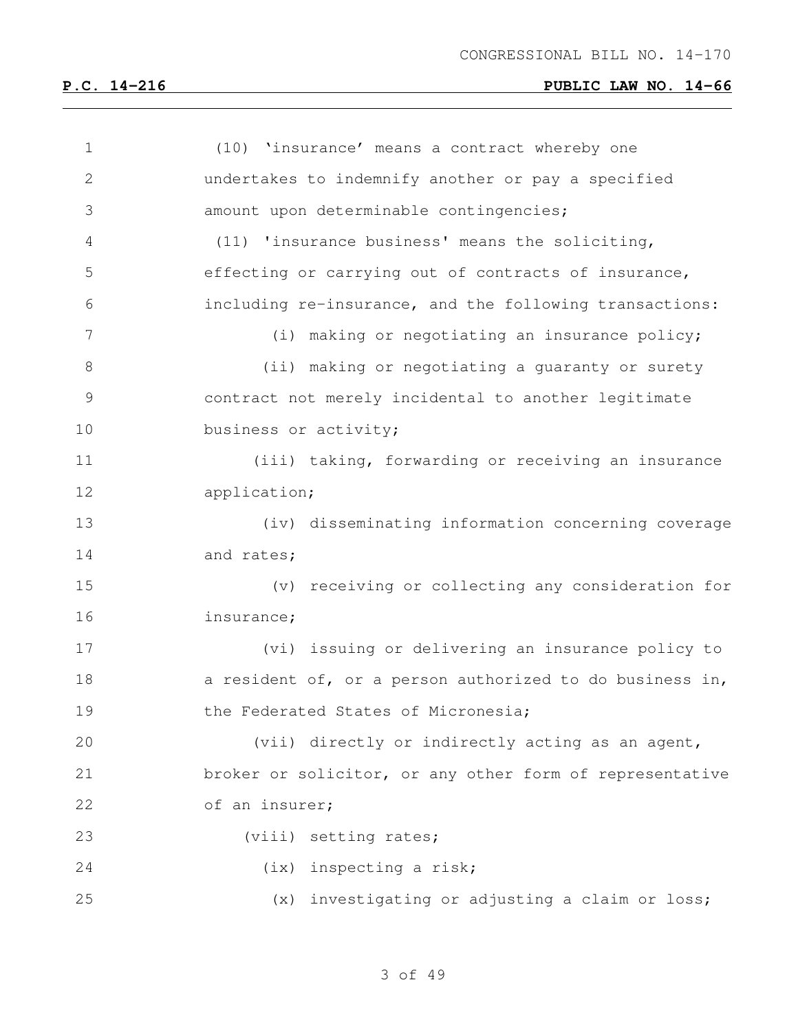(10) 'insurance' means a contract whereby one undertakes to indemnify another or pay a specified amount upon determinable contingencies;

(11) 'insurance business' means the soliciting, effecting or carrying out of contracts of insurance, including re-insurance, and the following transactions:

(i) making or negotiating an insurance policy;

(ii) making or negotiating a guaranty or surety contract not merely incidental to another legitimate business or activity;

(iii) taking, forwarding or receiving an insurance application;

(iv) disseminating information concerning coverage and rates;

(v) receiving or collecting any consideration for insurance;

(vi) issuing or delivering an insurance policy to a resident of, or a person authorized to do business in, the Federated States of Micronesia;

(vii) directly or indirectly acting as an agent, broker or solicitor, or any other form of representative of an insurer;

(viii) setting rates;

(ix) inspecting a risk;

(x) investigating or adjusting a claim or loss;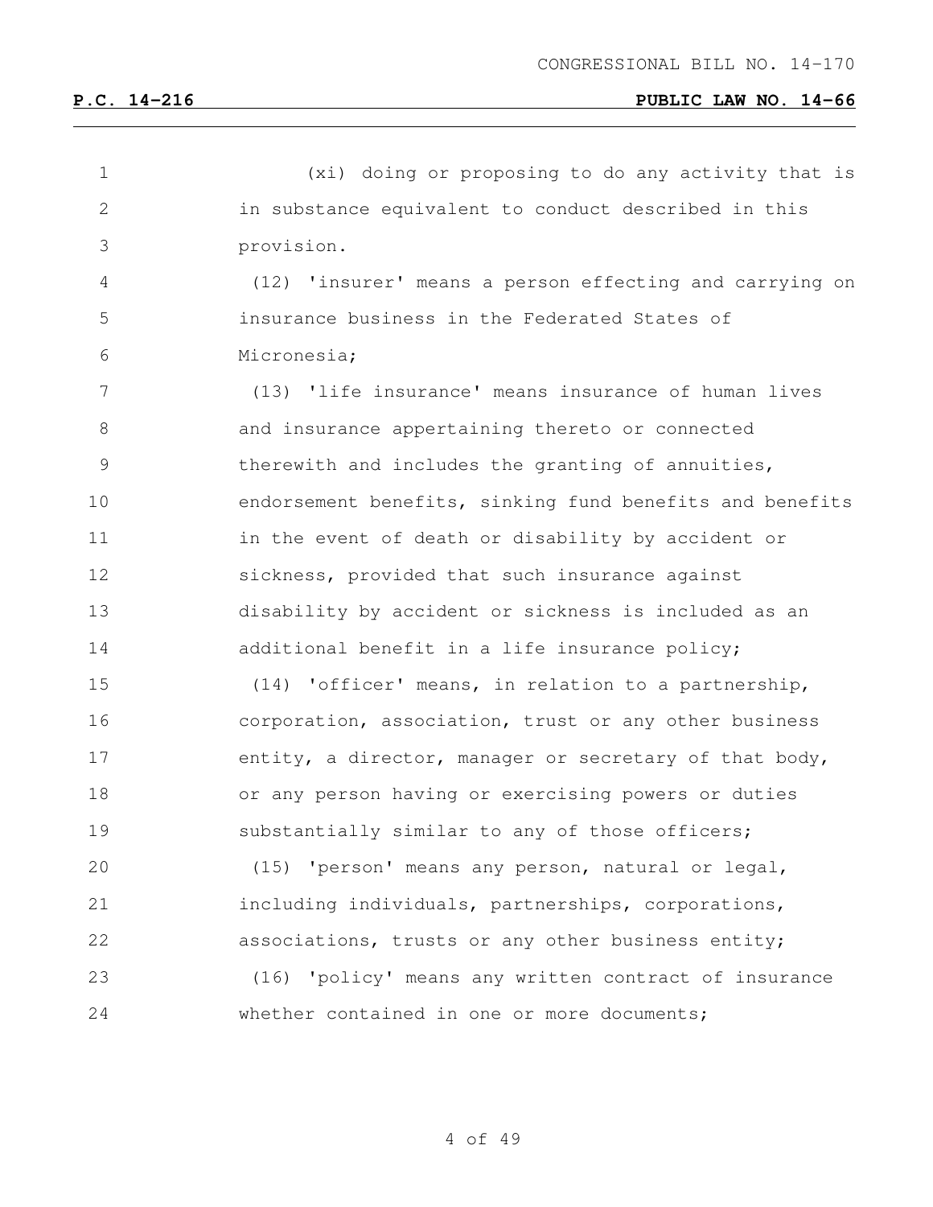(xi) doing or proposing to do any activity that is in substance equivalent to conduct described in this provision.

(12) 'insurer' means a person effecting and carrying on insurance business in the Federated States of Micronesia;

(13) 'life insurance' means insurance of human lives and insurance appertaining thereto or connected therewith and includes the granting of annuities, endorsement benefits, sinking fund benefits and benefits in the event of death or disability by accident or sickness, provided that such insurance against disability by accident or sickness is included as an additional benefit in a life insurance policy;

(14) 'officer' means, in relation to a partnership, corporation, association, trust or any other business entity, a director, manager or secretary of that body, or any person having or exercising powers or duties substantially similar to any of those officers;

(15) 'person' means any person, natural or legal, including individuals, partnerships, corporations, associations, trusts or any other business entity;

(16) 'policy' means any written contract of insurance whether contained in one or more documents;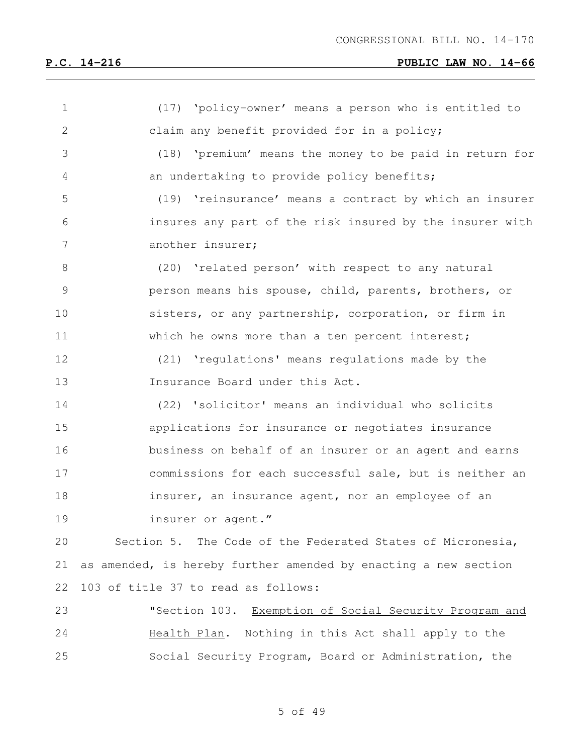(17) 'policy-owner' means a person who is entitled to claim any benefit provided for in a policy;

(18) 'premium' means the money to be paid in return for an undertaking to provide policy benefits;

(19) 'reinsurance' means a contract by which an insurer insures any part of the risk insured by the insurer with another insurer;

(20) 'related person' with respect to any natural person means his spouse, child, parents, brothers, or sisters, or any partnership, corporation, or firm in which he owns more than a ten percent interest;

(21) 'regulations' means regulations made by the Insurance Board under this Act.

(22) 'solicitor' means an individual who solicits applications for insurance or negotiates insurance business on behalf of an insurer or an agent and earns commissions for each successful sale, but is neither an insurer, an insurance agent, nor an employee of an insurer or agent."

Section 5. The Code of the Federated States of Micronesia, as amended, is hereby further amended by enacting a new section 103 of title 37 to read as follows:

"Section 103. <u>Exemption of Social Security Program and Health Plan</u>. Nothing in this Act shall apply to the Social Security Program, Board or Administration, the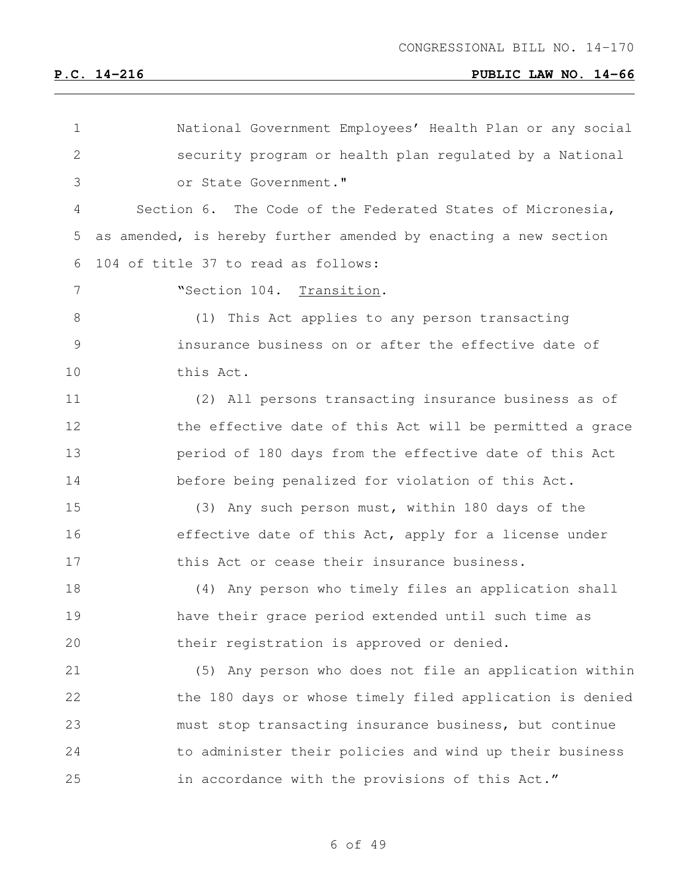National Government Employees' Health Plan or any social security program or health plan regulated by a National or State Government."

Section 6. The Code of the Federated States of Micronesia, as amended, is hereby further amended by enacting a new section 104 of title 37 to read as follows:

"Section 104. Transition.

(1) This Act applies to any person transacting insurance business on or after the effective date of this Act.

(2) All persons transacting insurance business as of the effective date of this Act will be permitted a grace period of 180 days from the effective date of this Act before being penalized for violation of this Act.

(3) Any such person must, within 180 days of the effective date of this Act, apply for a license under this Act or cease their insurance business.

(4) Any person who timely files an application shall have their grace period extended until such time as their registration is approved or denied.

(5) Any person who does not file an application within the 180 days or whose timely filed application is denied must stop transacting insurance business, but continue to administer their policies and wind up their business in accordance with the provisions of this Act."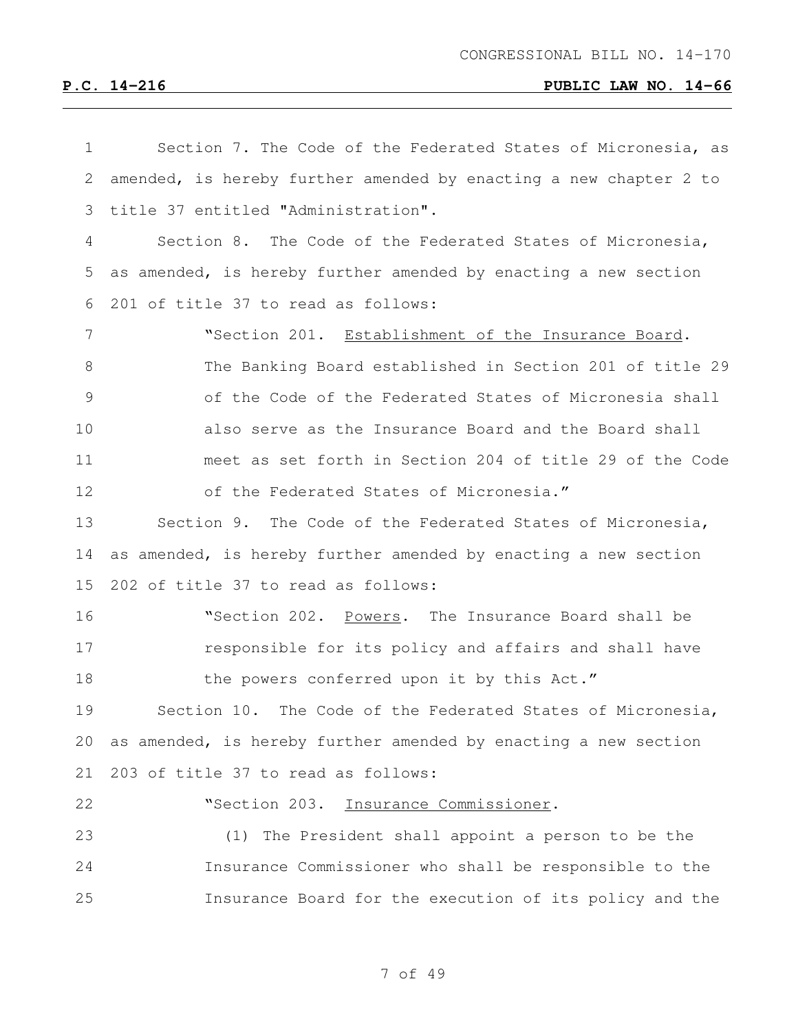Section 7. The Code of the Federated States of Micronesia, as amended, is hereby further amended by enacting a new chapter 2 to title 37 entitled "Administration".

Section 8. The Code of the Federated States of Micronesia, as amended, is hereby further amended by enacting a new section 201 of title 37 to read as follows:

> "Section 201. Establishment of the Insurance Board. The Banking Board established in Section 201 of title 29 of the Code of the Federated States of Micronesia shall also serve as the Insurance Board and the Board shall meet as set forth in Section 204 of title 29 of the Code of the Federated States of Micronesia."

Section 9. The Code of the Federated States of Micronesia, as amended, is hereby further amended by enacting a new section 202 of title 37 to read as follows:

> "Section 202. Powers. The Insurance Board shall be responsible for its policy and affairs and shall have the powers conferred upon it by this Act."

Section 10. The Code of the Federated States of Micronesia, as amended, is hereby further amended by enacting a new section 203 of title 37 to read as follows:

> "Section 203. Insurance Commissioner.
>
> (1) The President shall appoint a person to be the Insurance Commissioner who shall be responsible to the Insurance Board for the execution of its policy and the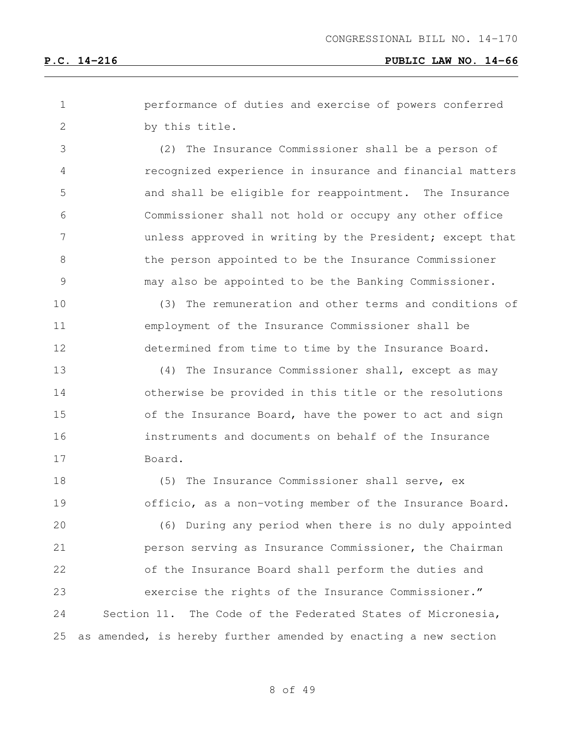performance of duties and exercise of powers conferred by this title.

(2) The Insurance Commissioner shall be a person of recognized experience in insurance and financial matters and shall be eligible for reappointment. The Insurance Commissioner shall not hold or occupy any other office unless approved in writing by the President; except that the person appointed to be the Insurance Commissioner may also be appointed to be the Banking Commissioner.

(3) The remuneration and other terms and conditions of employment of the Insurance Commissioner shall be determined from time to time by the Insurance Board.

(4) The Insurance Commissioner shall, except as may otherwise be provided in this title or the resolutions of the Insurance Board, have the power to act and sign instruments and documents on behalf of the Insurance Board.

(5) The Insurance Commissioner shall serve, ex officio, as a non-voting member of the Insurance Board.

(6) During any period when there is no duly appointed person serving as Insurance Commissioner, the Chairman of the Insurance Board shall perform the duties and exercise the rights of the Insurance Commissioner."

Section 11. The Code of the Federated States of Micronesia, as amended, is hereby further amended by enacting a new section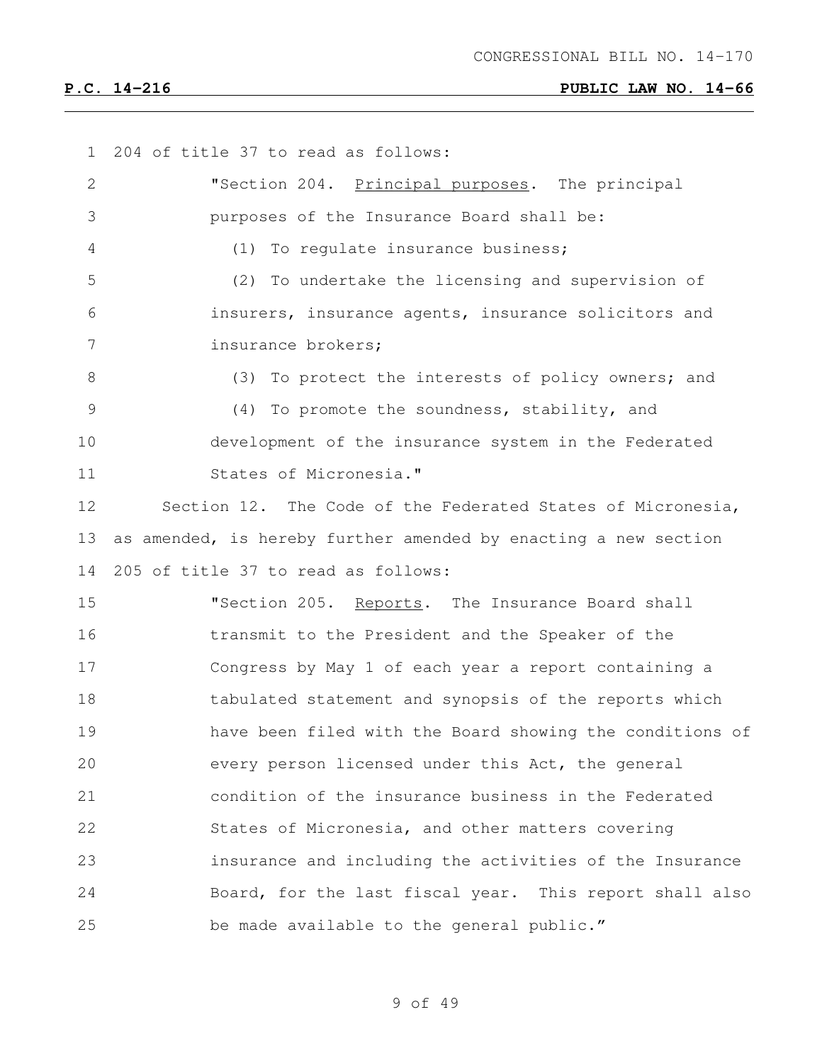204 of title 37 to read as follows:

"Section 204. Principal purposes. The principal purposes of the Insurance Board shall be:

(1) To regulate insurance business;

(2) To undertake the licensing and supervision of insurers, insurance agents, insurance solicitors and insurance brokers;

(3) To protect the interests of policy owners; and

(4) To promote the soundness, stability, and development of the insurance system in the Federated States of Micronesia."

Section 12. The Code of the Federated States of Micronesia, as amended, is hereby further amended by enacting a new section 205 of title 37 to read as follows:

"Section 205. Reports. The Insurance Board shall transmit to the President and the Speaker of the Congress by May 1 of each year a report containing a tabulated statement and synopsis of the reports which have been filed with the Board showing the conditions of every person licensed under this Act, the general condition of the insurance business in the Federated States of Micronesia, and other matters covering insurance and including the activities of the Insurance Board, for the last fiscal year. This report shall also be made available to the general public."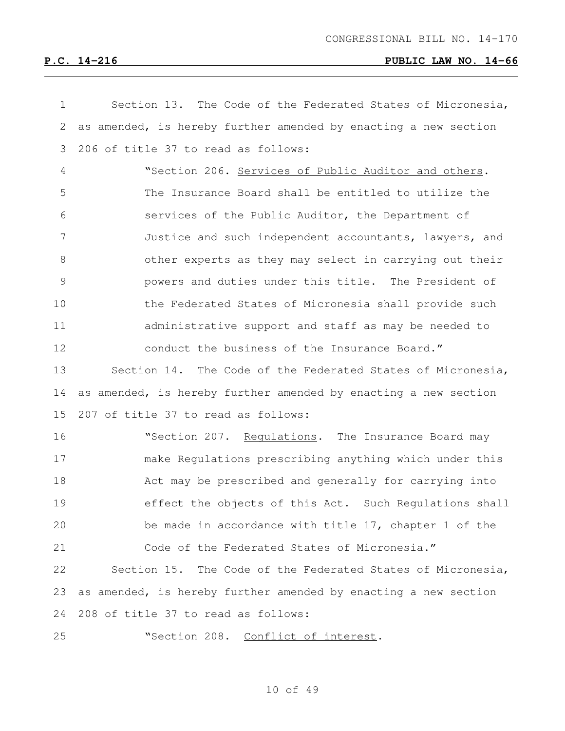Section 13. The Code of the Federated States of Micronesia, as amended, is hereby further amended by enacting a new section 206 of title 37 to read as follows:

"Section 206. Services of Public Auditor and others. The Insurance Board shall be entitled to utilize the services of the Public Auditor, the Department of Justice and such independent accountants, lawyers, and other experts as they may select in carrying out their powers and duties under this title. The President of the Federated States of Micronesia shall provide such administrative support and staff as may be needed to conduct the business of the Insurance Board."

Section 14. The Code of the Federated States of Micronesia, as amended, is hereby further amended by enacting a new section 207 of title 37 to read as follows:

"Section 207. Regulations. The Insurance Board may make Regulations prescribing anything which under this Act may be prescribed and generally for carrying into effect the objects of this Act. Such Regulations shall be made in accordance with title 17, chapter 1 of the Code of the Federated States of Micronesia."

Section 15. The Code of the Federated States of Micronesia, as amended, is hereby further amended by enacting a new section 208 of title 37 to read as follows:

"Section 208. Conflict of interest.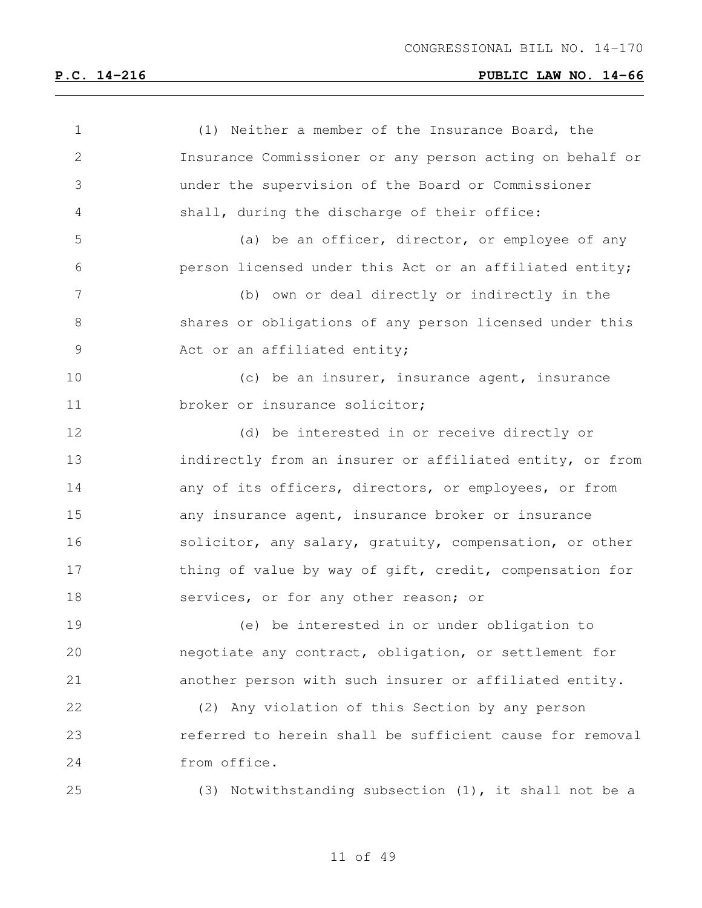(1) Neither a member of the Insurance Board, the Insurance Commissioner or any person acting on behalf or under the supervision of the Board or Commissioner shall, during the discharge of their office:

(a) be an officer, director, or employee of any person licensed under this Act or an affiliated entity;

(b) own or deal directly or indirectly in the shares or obligations of any person licensed under this Act or an affiliated entity;

(c) be an insurer, insurance agent, insurance broker or insurance solicitor;

(d) be interested in or receive directly or indirectly from an insurer or affiliated entity, or from any of its officers, directors, or employees, or from any insurance agent, insurance broker or insurance solicitor, any salary, gratuity, compensation, or other thing of value by way of gift, credit, compensation for services, or for any other reason; or

(e) be interested in or under obligation to negotiate any contract, obligation, or settlement for another person with such insurer or affiliated entity.

(2) Any violation of this Section by any person referred to herein shall be sufficient cause for removal from office.

(3) Notwithstanding subsection (1), it shall not be a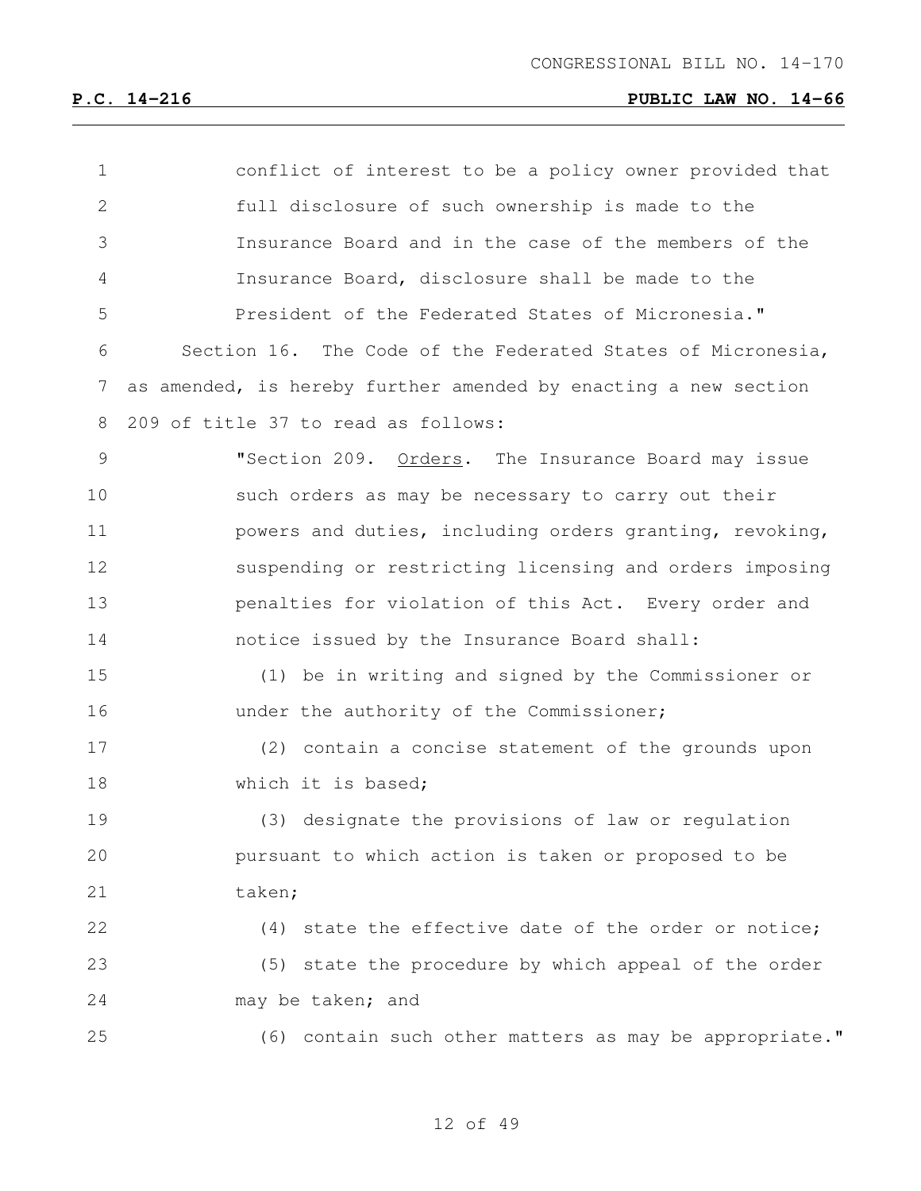conflict of interest to be a policy owner provided that full disclosure of such ownership is made to the Insurance Board and in the case of the members of the Insurance Board, disclosure shall be made to the President of the Federated States of Micronesia."

Section 16. The Code of the Federated States of Micronesia, as amended, is hereby further amended by enacting a new section 209 of title 37 to read as follows:

"Section 209. Orders. The Insurance Board may issue such orders as may be necessary to carry out their powers and duties, including orders granting, revoking, suspending or restricting licensing and orders imposing penalties for violation of this Act. Every order and notice issued by the Insurance Board shall:

(1) be in writing and signed by the Commissioner or under the authority of the Commissioner;

(2) contain a concise statement of the grounds upon which it is based;

(3) designate the provisions of law or regulation pursuant to which action is taken or proposed to be taken;

(4) state the effective date of the order or notice;

(5) state the procedure by which appeal of the order may be taken; and

(6) contain such other matters as may be appropriate."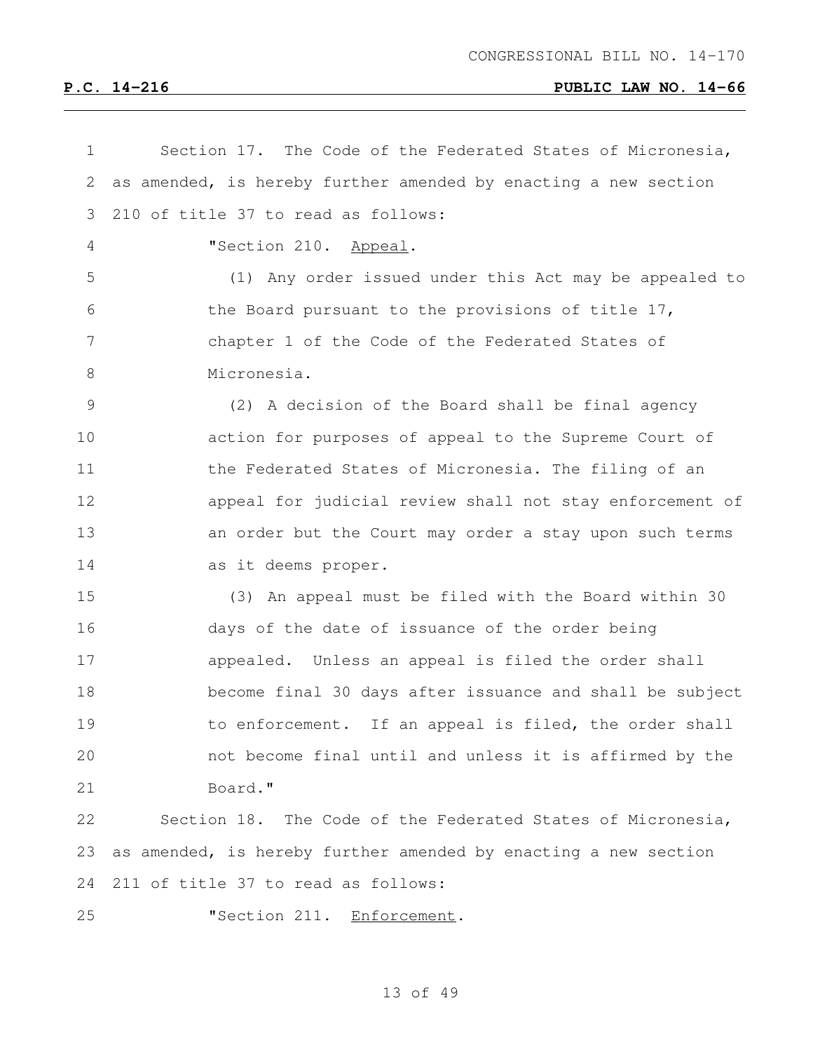Section 17. The Code of the Federated States of Micronesia, as amended, is hereby further amended by enacting a new section 210 of title 37 to read as follows:

"Section 210. Appeal.

(1) Any order issued under this Act may be appealed to the Board pursuant to the provisions of title 17, chapter 1 of the Code of the Federated States of Micronesia.

(2) A decision of the Board shall be final agency action for purposes of appeal to the Supreme Court of the Federated States of Micronesia. The filing of an appeal for judicial review shall not stay enforcement of an order but the Court may order a stay upon such terms as it deems proper.

(3) An appeal must be filed with the Board within 30 days of the date of issuance of the order being appealed. Unless an appeal is filed the order shall become final 30 days after issuance and shall be subject to enforcement. If an appeal is filed, the order shall not become final until and unless it is affirmed by the Board."

Section 18. The Code of the Federated States of Micronesia, as amended, is hereby further amended by enacting a new section 211 of title 37 to read as follows:

"Section 211. Enforcement.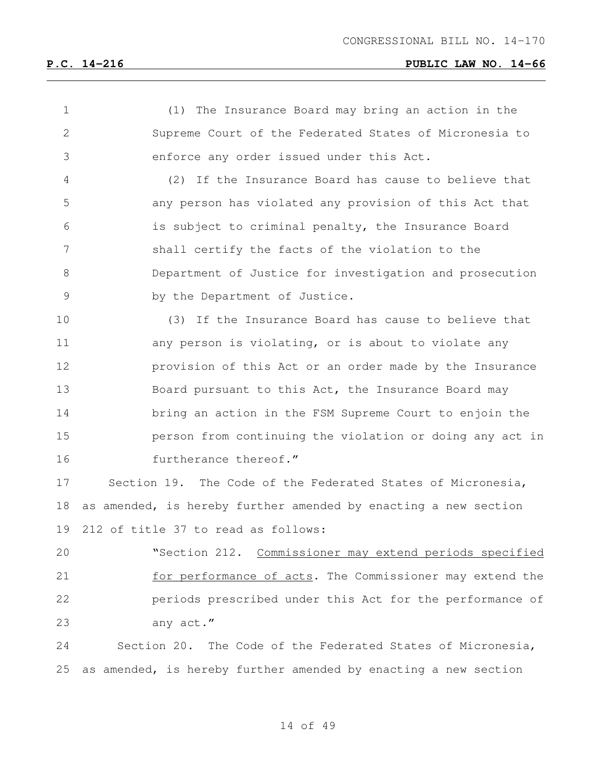(1) The Insurance Board may bring an action in the Supreme Court of the Federated States of Micronesia to enforce any order issued under this Act.

(2) If the Insurance Board has cause to believe that any person has violated any provision of this Act that is subject to criminal penalty, the Insurance Board shall certify the facts of the violation to the Department of Justice for investigation and prosecution by the Department of Justice.

(3) If the Insurance Board has cause to believe that any person is violating, or is about to violate any provision of this Act or an order made by the Insurance Board pursuant to this Act, the Insurance Board may bring an action in the FSM Supreme Court to enjoin the person from continuing the violation or doing any act in furtherance thereof."

Section 19. The Code of the Federated States of Micronesia, as amended, is hereby further amended by enacting a new section 212 of title 37 to read as follows:

"Section 212. Commissioner may extend periods specified for performance of acts. The Commissioner may extend the periods prescribed under this Act for the performance of any act."

Section 20. The Code of the Federated States of Micronesia, as amended, is hereby further amended by enacting a new section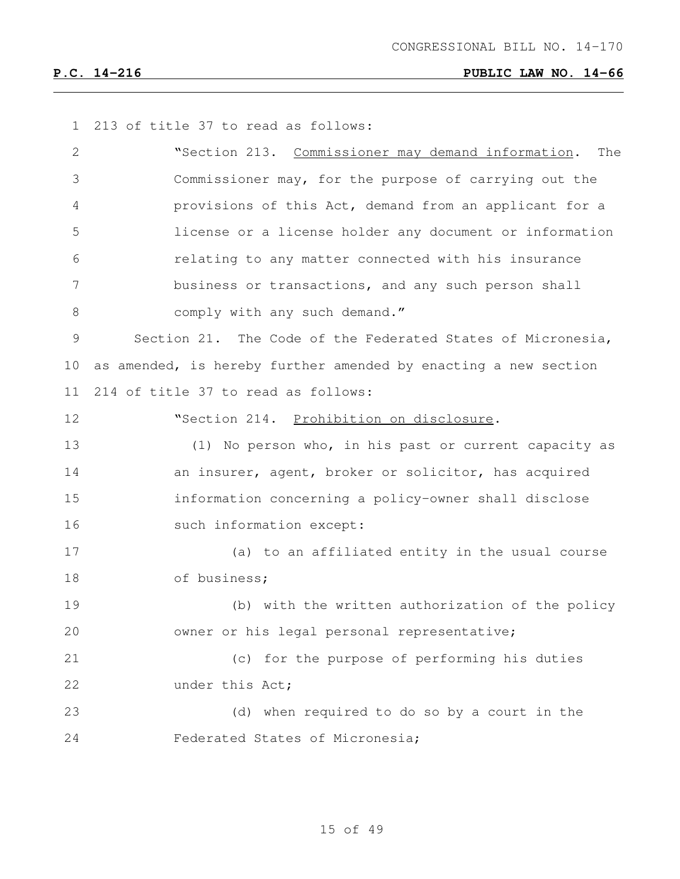213 of title 37 to read as follows:

"Section 213. Commissioner may demand information. The Commissioner may, for the purpose of carrying out the provisions of this Act, demand from an applicant for a license or a license holder any document or information relating to any matter connected with his insurance business or transactions, and any such person shall comply with any such demand."

Section 21. The Code of the Federated States of Micronesia, as amended, is hereby further amended by enacting a new section 214 of title 37 to read as follows:

"Section 214. Prohibition on disclosure.

(1) No person who, in his past or current capacity as an insurer, agent, broker or solicitor, has acquired information concerning a policy-owner shall disclose such information except:

(a) to an affiliated entity in the usual course of business;

(b) with the written authorization of the policy owner or his legal personal representative;

(c) for the purpose of performing his duties under this Act;

(d) when required to do so by a court in the Federated States of Micronesia;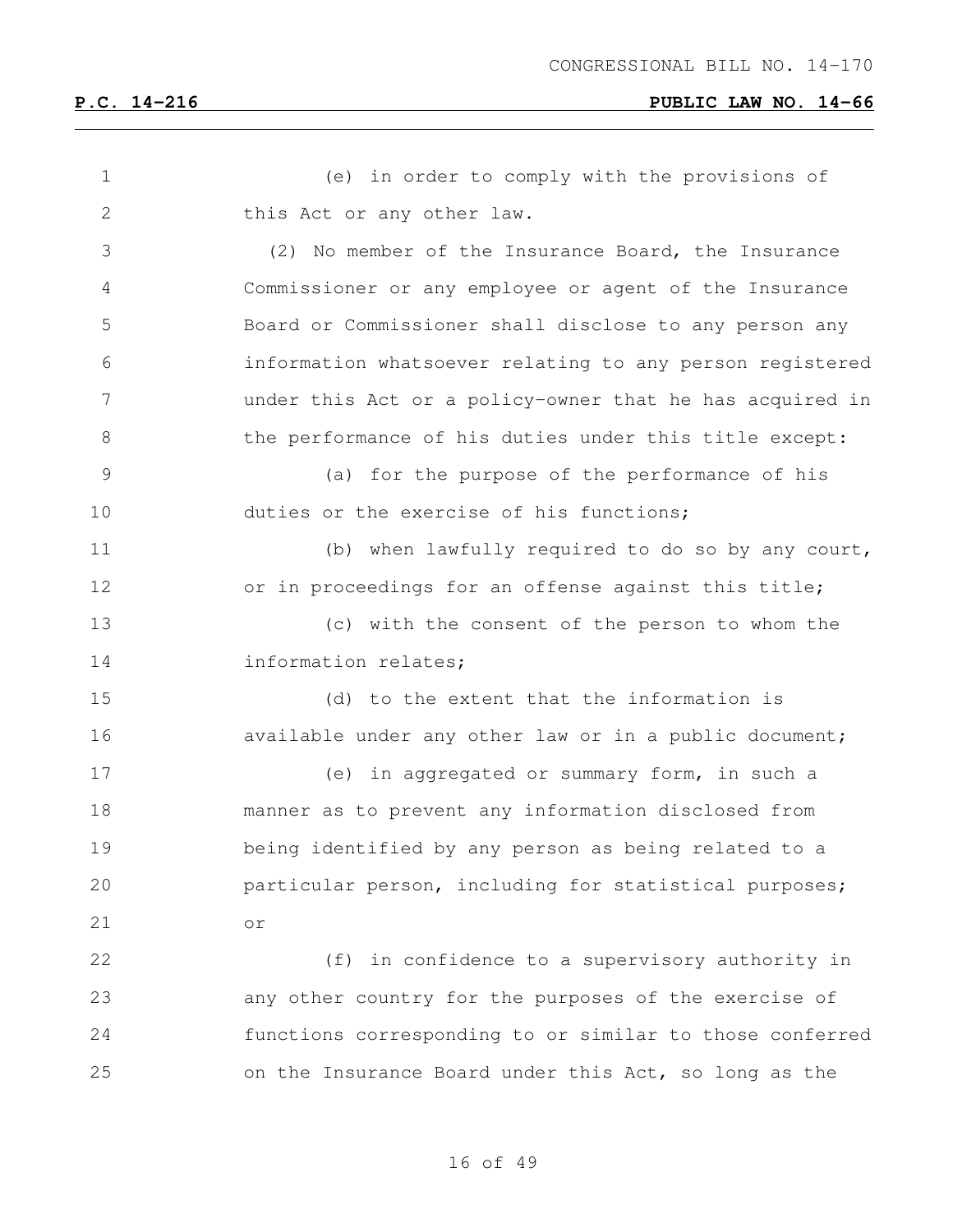(e) in order to comply with the provisions of this Act or any other law.

(2) No member of the Insurance Board, the Insurance Commissioner or any employee or agent of the Insurance Board or Commissioner shall disclose to any person any information whatsoever relating to any person registered under this Act or a policy-owner that he has acquired in the performance of his duties under this title except:

(a) for the purpose of the performance of his duties or the exercise of his functions;

(b) when lawfully required to do so by any court, or in proceedings for an offense against this title;

(c) with the consent of the person to whom the information relates;

(d) to the extent that the information is available under any other law or in a public document;

(e) in aggregated or summary form, in such a manner as to prevent any information disclosed from being identified by any person as being related to a particular person, including for statistical purposes; or

(f) in confidence to a supervisory authority in any other country for the purposes of the exercise of functions corresponding to or similar to those conferred on the Insurance Board under this Act, so long as the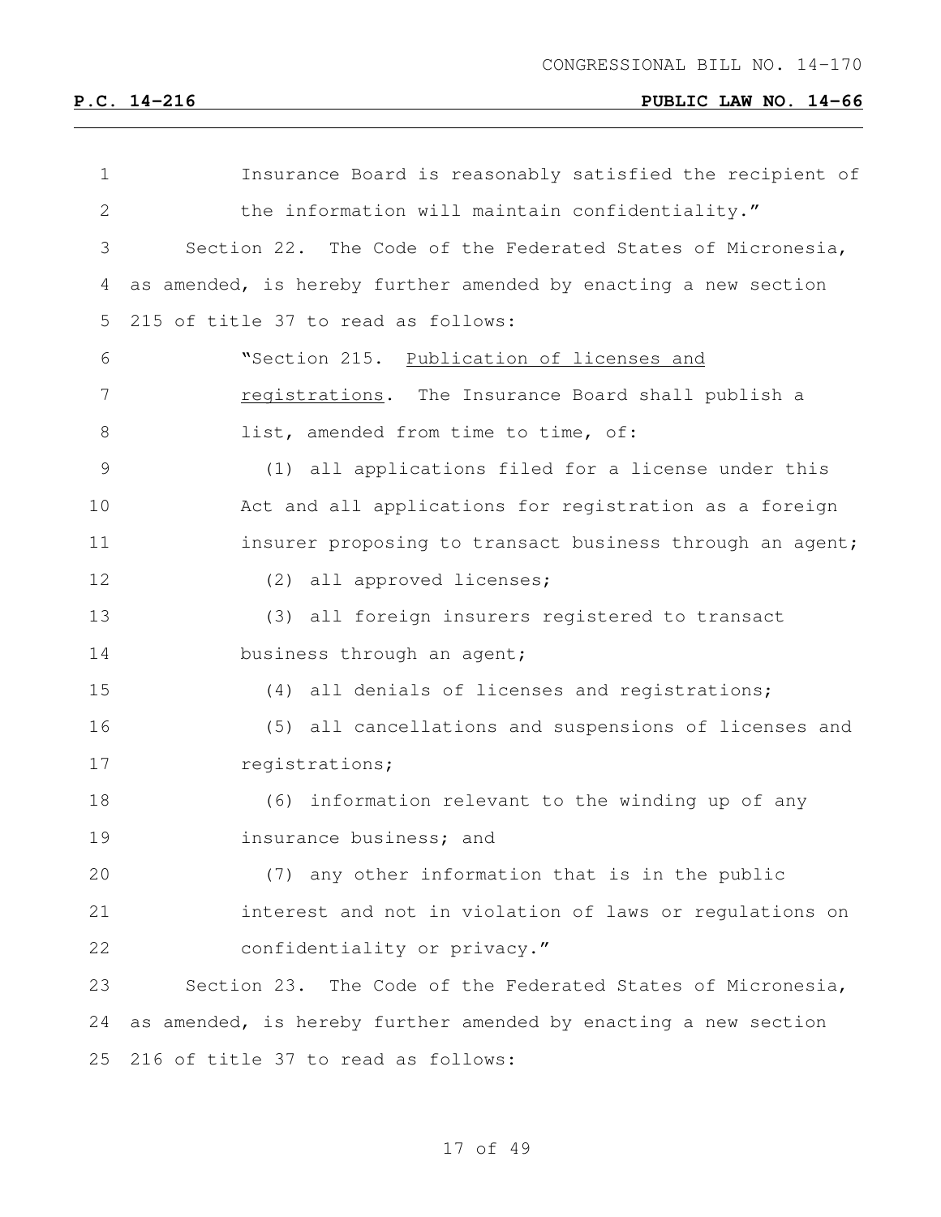Insurance Board is reasonably satisfied the recipient of the information will maintain confidentiality."

Section 22. The Code of the Federated States of Micronesia, as amended, is hereby further amended by enacting a new section 215 of title 37 to read as follows:

"Section 215. Publication of licenses and registrations. The Insurance Board shall publish a list, amended from time to time, of:

(1) all applications filed for a license under this Act and all applications for registration as a foreign insurer proposing to transact business through an agent;

(2) all approved licenses;

(3) all foreign insurers registered to transact business through an agent;

(4) all denials of licenses and registrations;

(5) all cancellations and suspensions of licenses and registrations;

(6) information relevant to the winding up of any insurance business; and

(7) any other information that is in the public interest and not in violation of laws or regulations on confidentiality or privacy."

Section 23. The Code of the Federated States of Micronesia, as amended, is hereby further amended by enacting a new section 216 of title 37 to read as follows: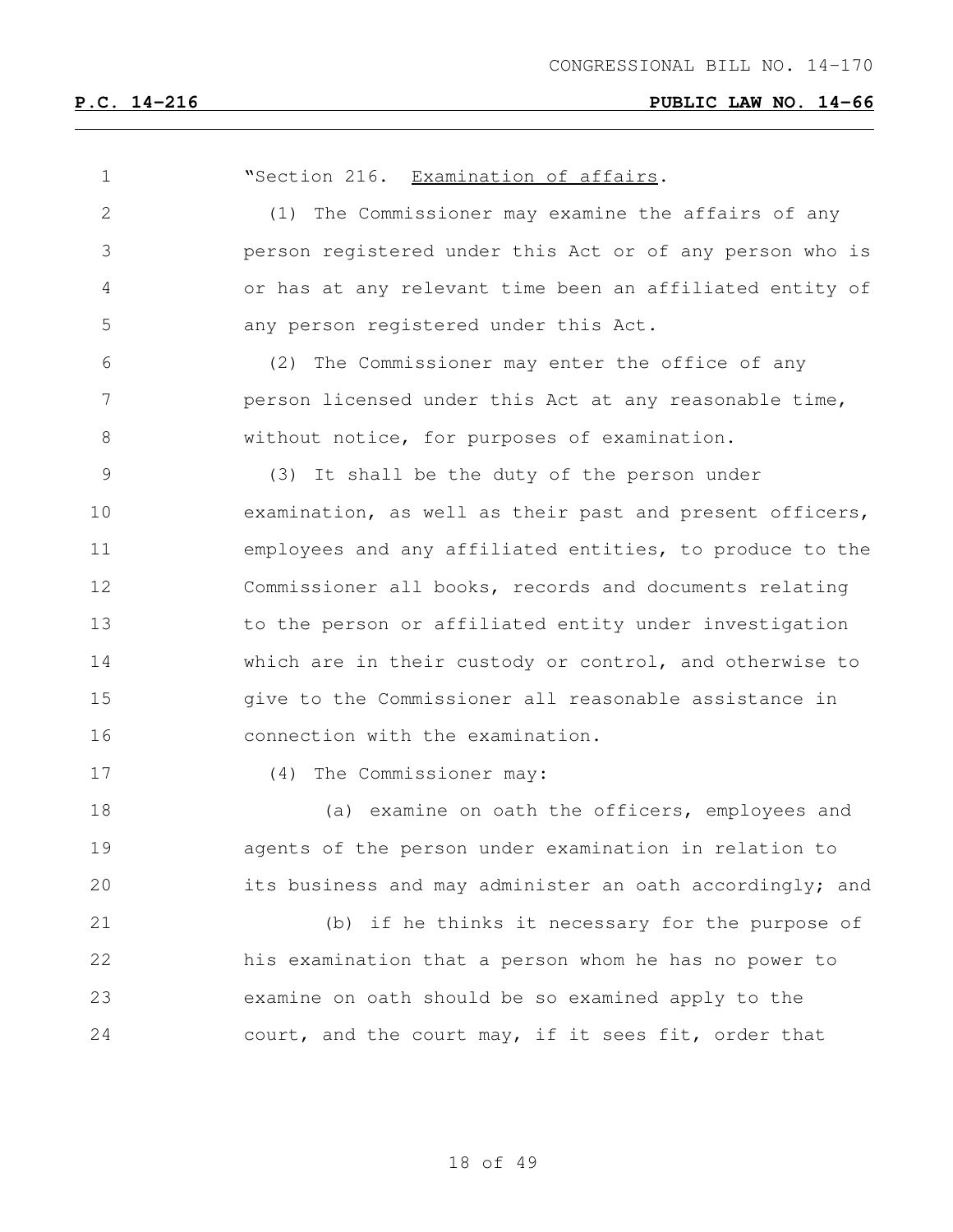"Section 216. Examination of affairs.

(1) The Commissioner may examine the affairs of any person registered under this Act or of any person who is or has at any relevant time been an affiliated entity of any person registered under this Act.

(2) The Commissioner may enter the office of any person licensed under this Act at any reasonable time, without notice, for purposes of examination.

(3) It shall be the duty of the person under examination, as well as their past and present officers, employees and any affiliated entities, to produce to the Commissioner all books, records and documents relating to the person or affiliated entity under investigation which are in their custody or control, and otherwise to give to the Commissioner all reasonable assistance in connection with the examination.

(4) The Commissioner may:

(a) examine on oath the officers, employees and agents of the person under examination in relation to its business and may administer an oath accordingly; and

(b) if he thinks it necessary for the purpose of his examination that a person whom he has no power to examine on oath should be so examined apply to the court, and the court may, if it sees fit, order that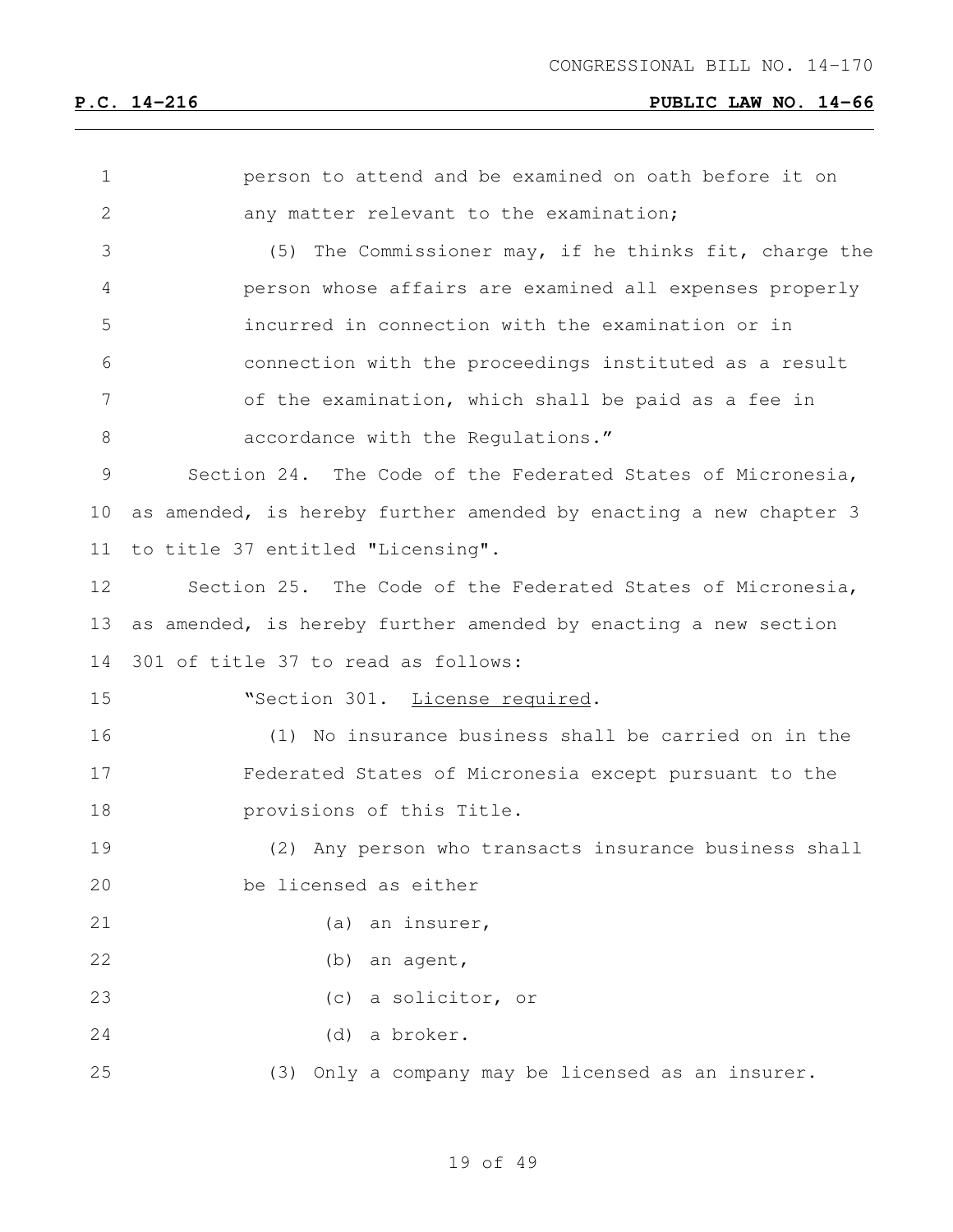person to attend and be examined on oath before it on any matter relevant to the examination;

(5) The Commissioner may, if he thinks fit, charge the person whose affairs are examined all expenses properly incurred in connection with the examination or in connection with the proceedings instituted as a result of the examination, which shall be paid as a fee in accordance with the Regulations."

Section 24. The Code of the Federated States of Micronesia, as amended, is hereby further amended by enacting a new chapter 3 to title 37 entitled "Licensing".

Section 25. The Code of the Federated States of Micronesia, as amended, is hereby further amended by enacting a new section 301 of title 37 to read as follows:

"Section 301. License required.

(1) No insurance business shall be carried on in the Federated States of Micronesia except pursuant to the provisions of this Title.

(2) Any person who transacts insurance business shall be licensed as either

(a) an insurer,

(b) an agent,

(c) a solicitor, or

(d) a broker.

(3) Only a company may be licensed as an insurer.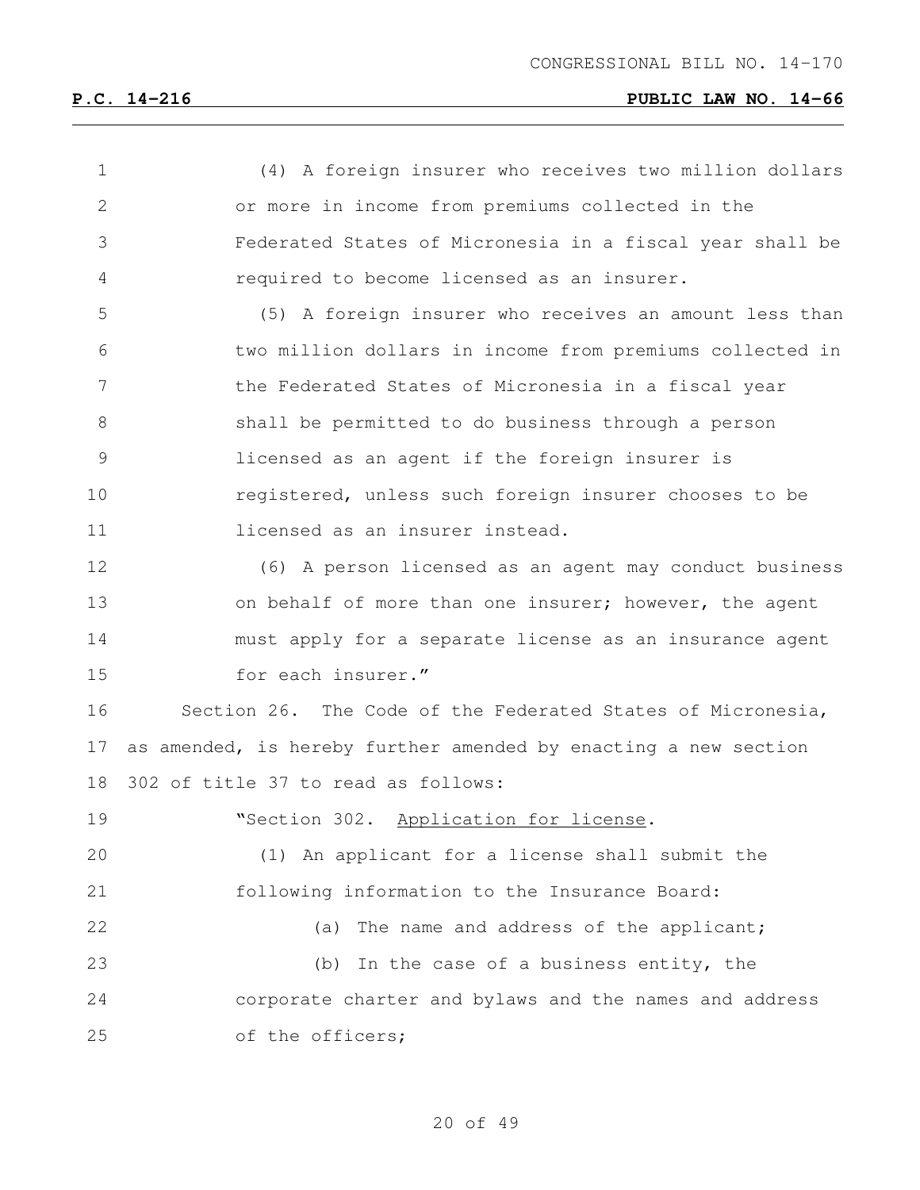(4) A foreign insurer who receives two million dollars or more in income from premiums collected in the Federated States of Micronesia in a fiscal year shall be required to become licensed as an insurer.

(5) A foreign insurer who receives an amount less than two million dollars in income from premiums collected in the Federated States of Micronesia in a fiscal year shall be permitted to do business through a person licensed as an agent if the foreign insurer is registered, unless such foreign insurer chooses to be licensed as an insurer instead.

(6) A person licensed as an agent may conduct business on behalf of more than one insurer; however, the agent must apply for a separate license as an insurance agent for each insurer."

Section 26. The Code of the Federated States of Micronesia, as amended, is hereby further amended by enacting a new section 302 of title 37 to read as follows:

"Section 302. Application for license.

(1) An applicant for a license shall submit the following information to the Insurance Board:

(a) The name and address of the applicant;

(b) In the case of a business entity, the corporate charter and bylaws and the names and address of the officers;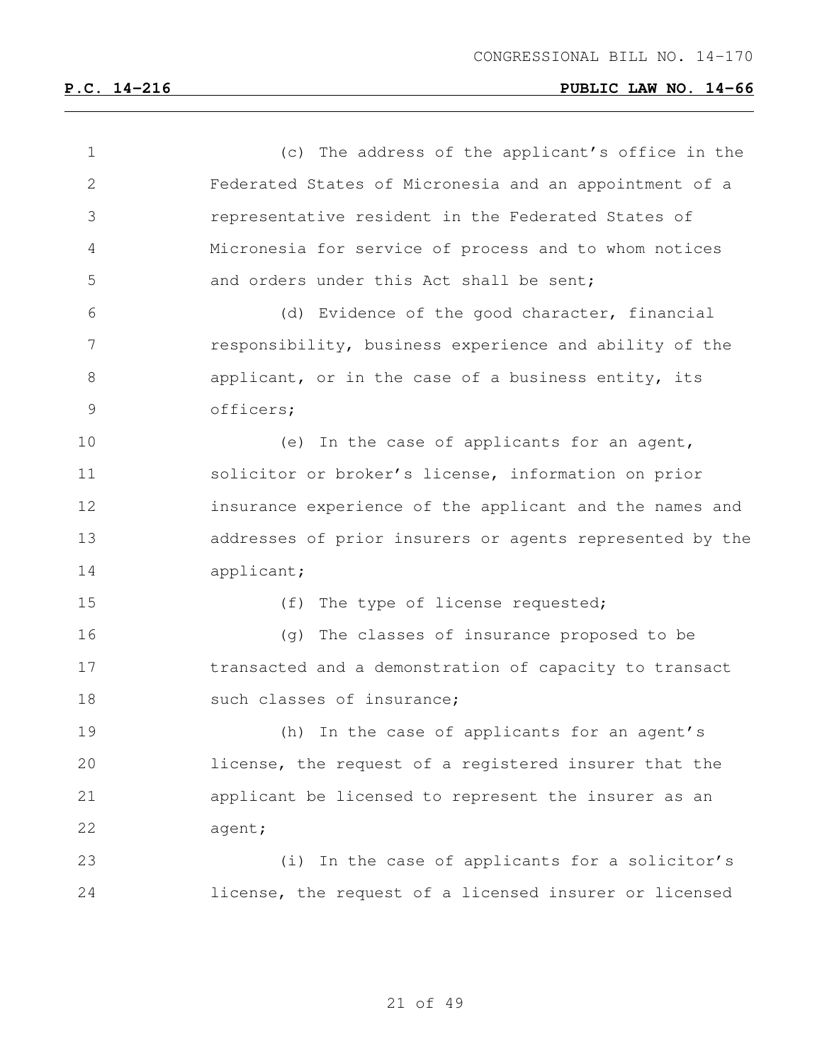(c) The address of the applicant's office in the Federated States of Micronesia and an appointment of a representative resident in the Federated States of Micronesia for service of process and to whom notices and orders under this Act shall be sent;

(d) Evidence of the good character, financial responsibility, business experience and ability of the applicant, or in the case of a business entity, its officers;

(e) In the case of applicants for an agent, solicitor or broker's license, information on prior insurance experience of the applicant and the names and addresses of prior insurers or agents represented by the applicant;

(f) The type of license requested;

(g) The classes of insurance proposed to be transacted and a demonstration of capacity to transact such classes of insurance;

(h) In the case of applicants for an agent's license, the request of a registered insurer that the applicant be licensed to represent the insurer as an agent;

(i) In the case of applicants for a solicitor's license, the request of a licensed insurer or licensed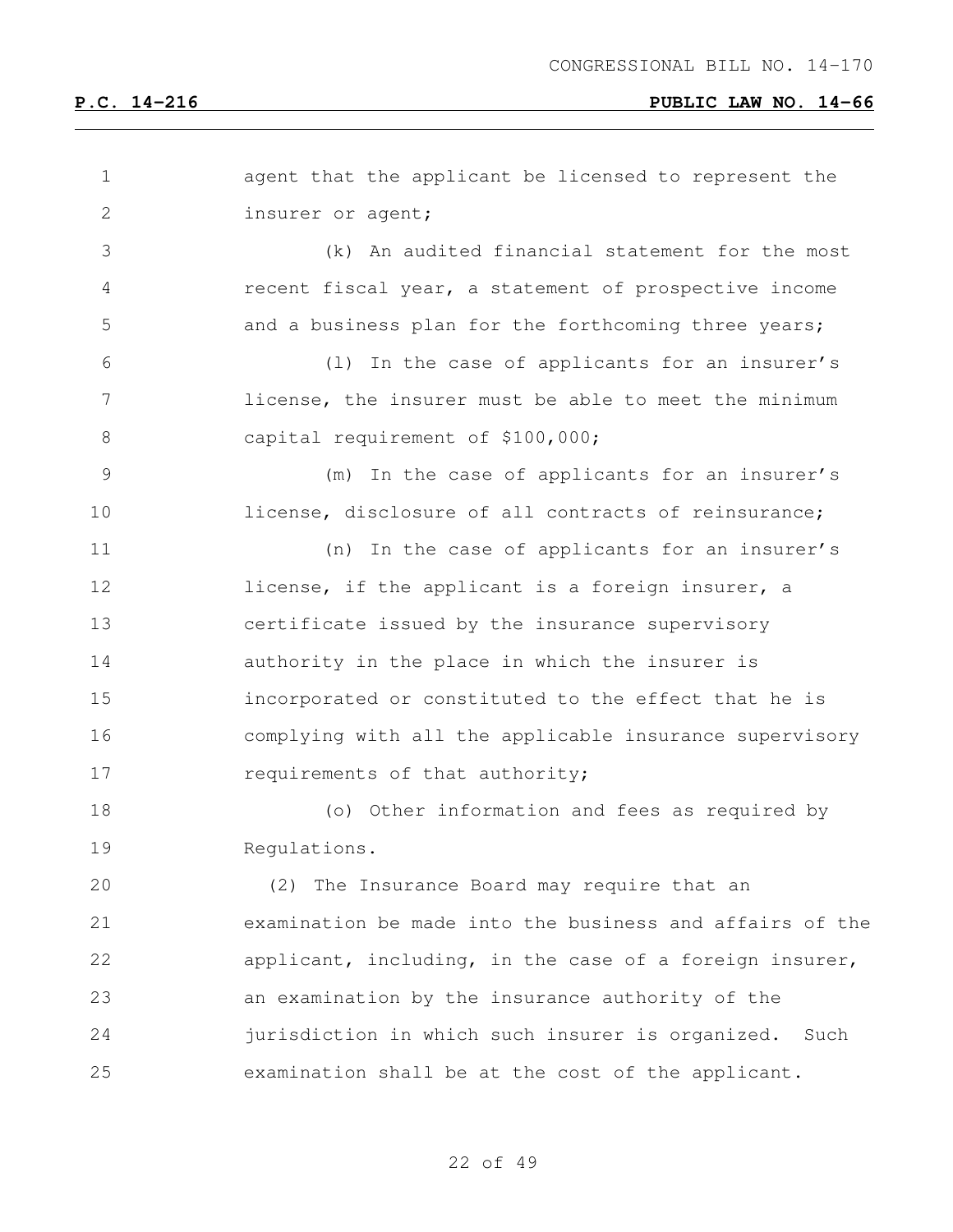agent that the applicant be licensed to represent the insurer or agent;

(k) An audited financial statement for the most recent fiscal year, a statement of prospective income and a business plan for the forthcoming three years;

(l) In the case of applicants for an insurer's license, the insurer must be able to meet the minimum capital requirement of $100,000;

(m) In the case of applicants for an insurer's license, disclosure of all contracts of reinsurance;

(n) In the case of applicants for an insurer's license, if the applicant is a foreign insurer, a certificate issued by the insurance supervisory authority in the place in which the insurer is incorporated or constituted to the effect that he is complying with all the applicable insurance supervisory requirements of that authority;

(o) Other information and fees as required by Regulations.

(2) The Insurance Board may require that an examination be made into the business and affairs of the applicant, including, in the case of a foreign insurer, an examination by the insurance authority of the jurisdiction in which such insurer is organized. Such examination shall be at the cost of the applicant.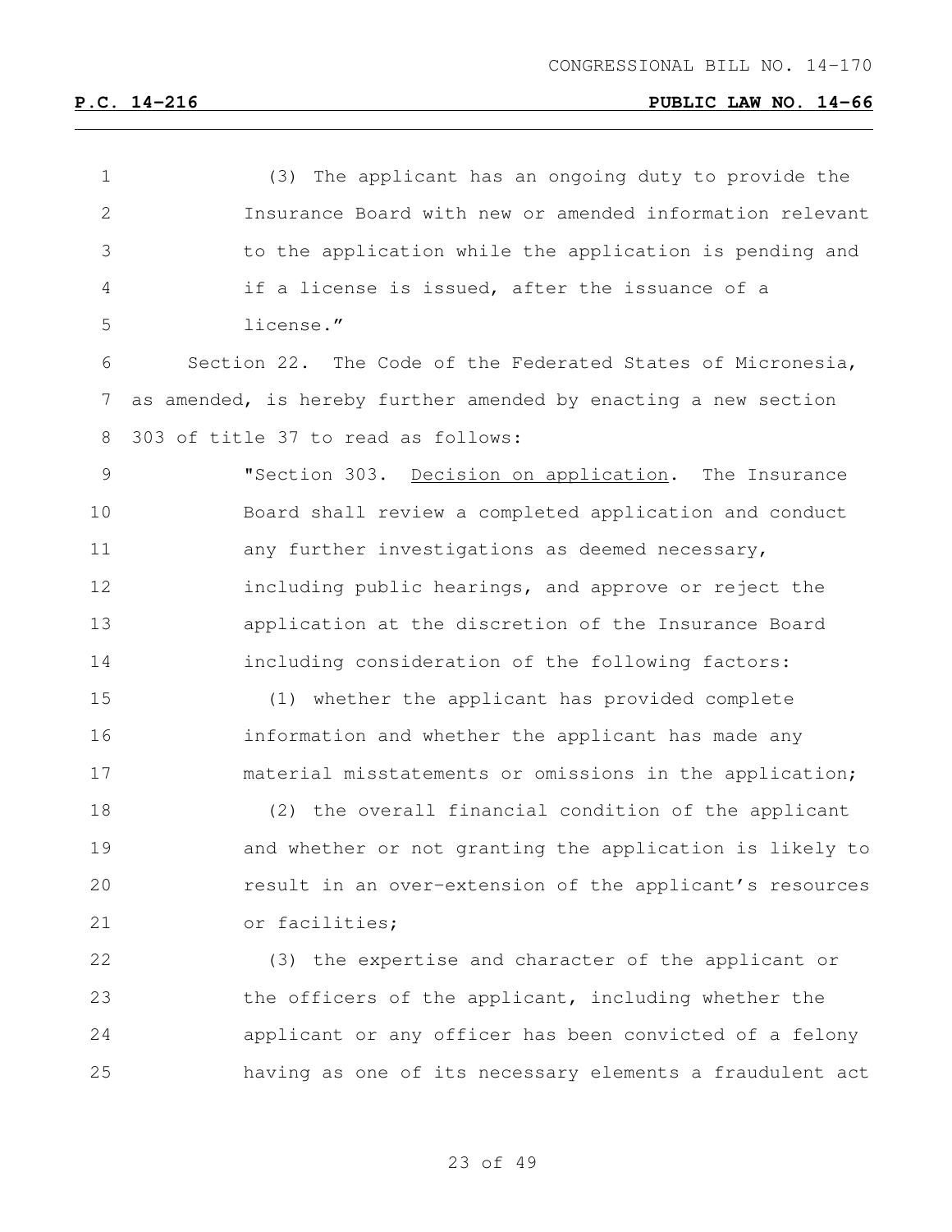(3) The applicant has an ongoing duty to provide the Insurance Board with new or amended information relevant to the application while the application is pending and if a license is issued, after the issuance of a license."

Section 22. The Code of the Federated States of Micronesia, as amended, is hereby further amended by enacting a new section 303 of title 37 to read as follows:

"Section 303. Decision on application. The Insurance Board shall review a completed application and conduct any further investigations as deemed necessary, including public hearings, and approve or reject the application at the discretion of the Insurance Board including consideration of the following factors:

(1) whether the applicant has provided complete information and whether the applicant has made any material misstatements or omissions in the application;

(2) the overall financial condition of the applicant and whether or not granting the application is likely to result in an over-extension of the applicant's resources or facilities;

(3) the expertise and character of the applicant or the officers of the applicant, including whether the applicant or any officer has been convicted of a felony having as one of its necessary elements a fraudulent act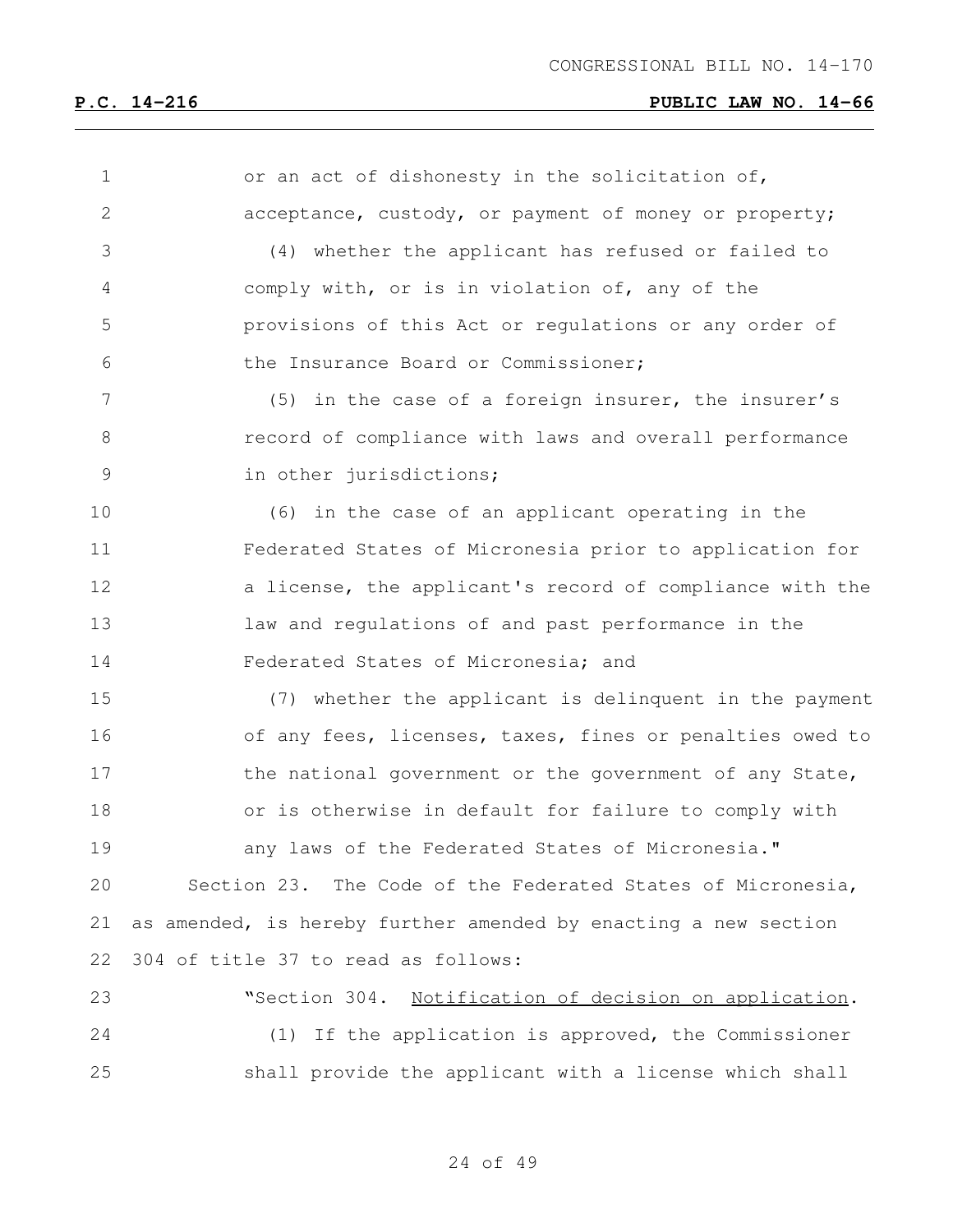or an act of dishonesty in the solicitation of, acceptance, custody, or payment of money or property;

(4) whether the applicant has refused or failed to comply with, or is in violation of, any of the provisions of this Act or regulations or any order of the Insurance Board or Commissioner;

(5) in the case of a foreign insurer, the insurer's record of compliance with laws and overall performance in other jurisdictions;

(6) in the case of an applicant operating in the Federated States of Micronesia prior to application for a license, the applicant's record of compliance with the law and regulations of and past performance in the Federated States of Micronesia; and

(7) whether the applicant is delinquent in the payment of any fees, licenses, taxes, fines or penalties owed to the national government or the government of any State, or is otherwise in default for failure to comply with any laws of the Federated States of Micronesia."

Section 23. The Code of the Federated States of Micronesia, as amended, is hereby further amended by enacting a new section 304 of title 37 to read as follows:

"Section 304. Notification of decision on application.

(1) If the application is approved, the Commissioner shall provide the applicant with a license which shall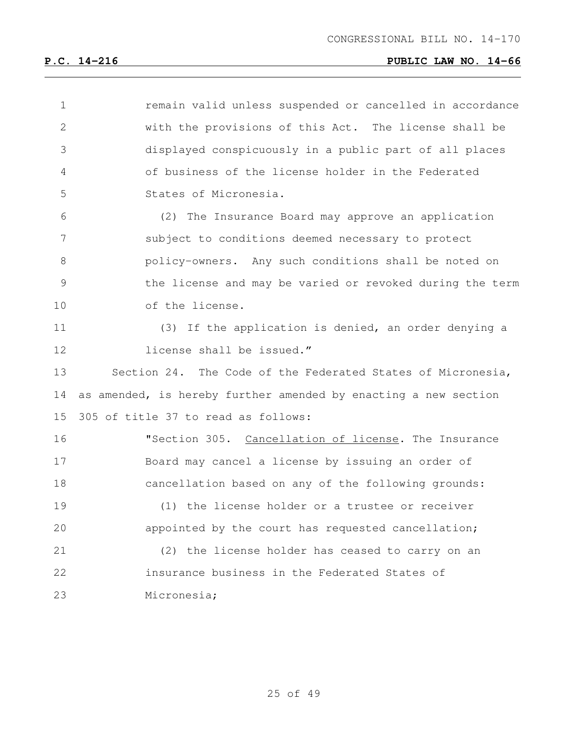remain valid unless suspended or cancelled in accordance with the provisions of this Act. The license shall be displayed conspicuously in a public part of all places of business of the license holder in the Federated States of Micronesia.

(2) The Insurance Board may approve an application subject to conditions deemed necessary to protect policy-owners. Any such conditions shall be noted on the license and may be varied or revoked during the term of the license.

(3) If the application is denied, an order denying a license shall be issued."

Section 24. The Code of the Federated States of Micronesia, as amended, is hereby further amended by enacting a new section 305 of title 37 to read as follows:

"Section 305. Cancellation of license. The Insurance Board may cancel a license by issuing an order of cancellation based on any of the following grounds:

(1) the license holder or a trustee or receiver appointed by the court has requested cancellation;

(2) the license holder has ceased to carry on an insurance business in the Federated States of Micronesia;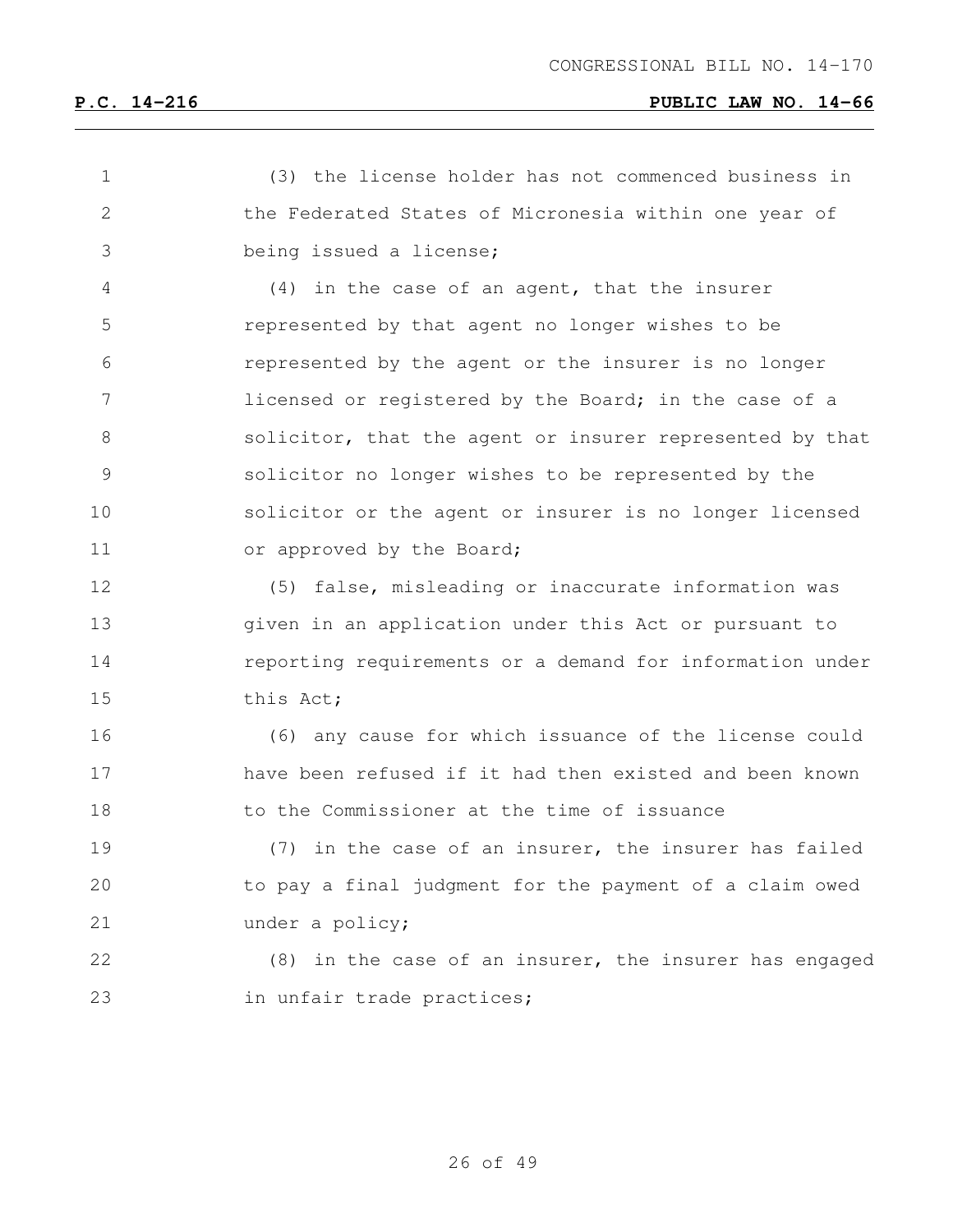(3) the license holder has not commenced business in the Federated States of Micronesia within one year of being issued a license;

(4) in the case of an agent, that the insurer represented by that agent no longer wishes to be represented by the agent or the insurer is no longer licensed or registered by the Board; in the case of a solicitor, that the agent or insurer represented by that solicitor no longer wishes to be represented by the solicitor or the agent or insurer is no longer licensed or approved by the Board;

(5) false, misleading or inaccurate information was given in an application under this Act or pursuant to reporting requirements or a demand for information under this Act;

(6) any cause for which issuance of the license could have been refused if it had then existed and been known to the Commissioner at the time of issuance

(7) in the case of an insurer, the insurer has failed to pay a final judgment for the payment of a claim owed under a policy;

(8) in the case of an insurer, the insurer has engaged in unfair trade practices;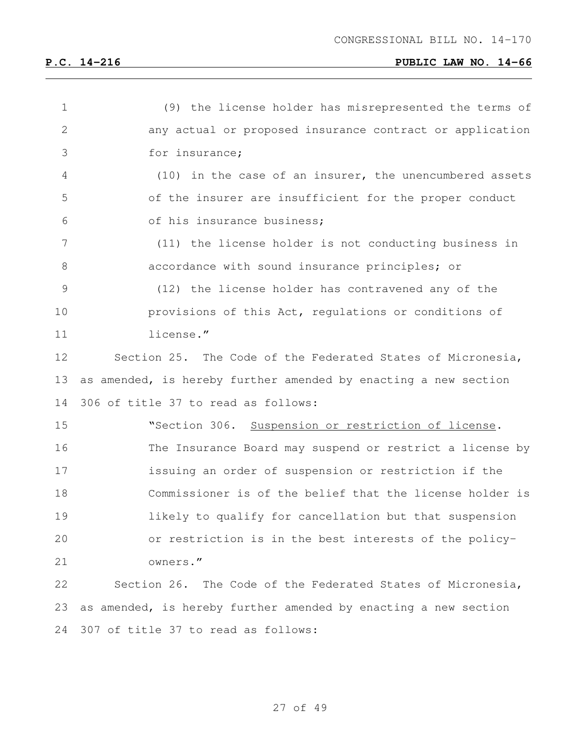(9) the license holder has misrepresented the terms of any actual or proposed insurance contract or application for insurance;

(10) in the case of an insurer, the unencumbered assets of the insurer are insufficient for the proper conduct of his insurance business;

(11) the license holder is not conducting business in accordance with sound insurance principles; or

(12) the license holder has contravened any of the provisions of this Act, regulations or conditions of license."

Section 25. The Code of the Federated States of Micronesia, as amended, is hereby further amended by enacting a new section 306 of title 37 to read as follows:

"Section 306. Suspension or restriction of license. The Insurance Board may suspend or restrict a license by issuing an order of suspension or restriction if the Commissioner is of the belief that the license holder is likely to qualify for cancellation but that suspension or restriction is in the best interests of the policy-owners."

Section 26. The Code of the Federated States of Micronesia, as amended, is hereby further amended by enacting a new section 307 of title 37 to read as follows: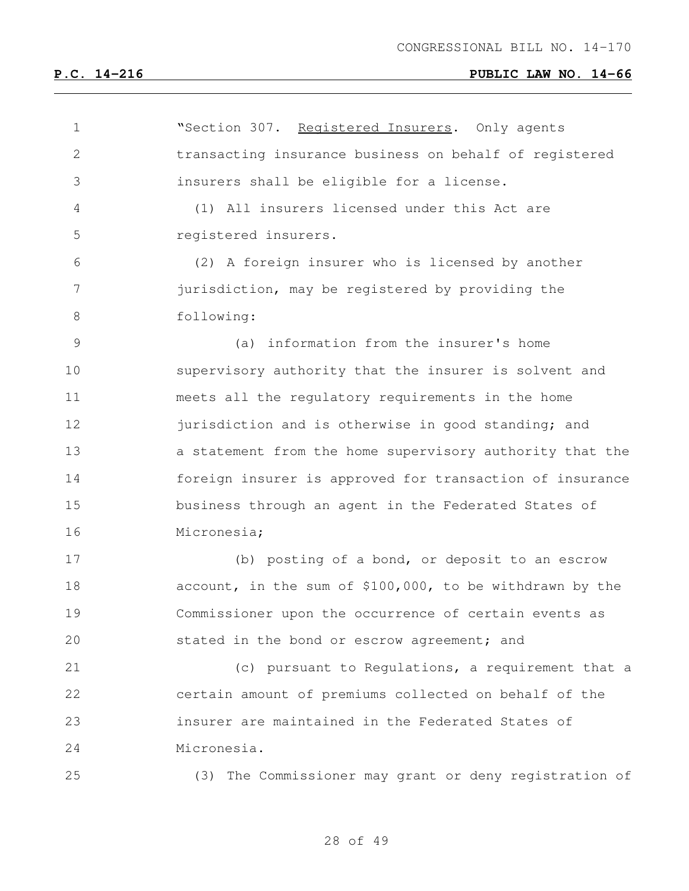"Section 307. Registered Insurers. Only agents transacting insurance business on behalf of registered insurers shall be eligible for a license.

(1) All insurers licensed under this Act are registered insurers.

(2) A foreign insurer who is licensed by another jurisdiction, may be registered by providing the following:

(a) information from the insurer's home supervisory authority that the insurer is solvent and meets all the regulatory requirements in the home jurisdiction and is otherwise in good standing; and a statement from the home supervisory authority that the foreign insurer is approved for transaction of insurance business through an agent in the Federated States of Micronesia;

(b) posting of a bond, or deposit to an escrow account, in the sum of $100,000, to be withdrawn by the Commissioner upon the occurrence of certain events as stated in the bond or escrow agreement; and

(c) pursuant to Regulations, a requirement that a certain amount of premiums collected on behalf of the insurer are maintained in the Federated States of Micronesia.

(3) The Commissioner may grant or deny registration of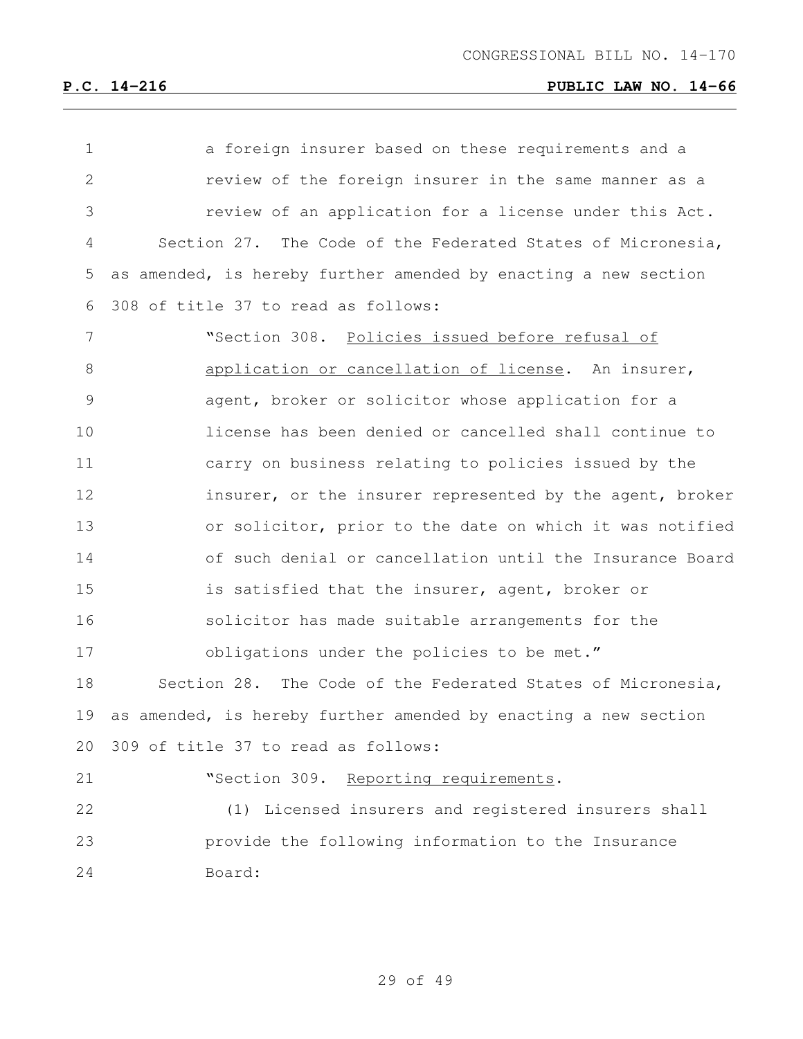a foreign insurer based on these requirements and a review of the foreign insurer in the same manner as a review of an application for a license under this Act.

Section 27. The Code of the Federated States of Micronesia, as amended, is hereby further amended by enacting a new section 308 of title 37 to read as follows:

"Section 308. Policies issued before refusal of application or cancellation of license. An insurer, agent, broker or solicitor whose application for a license has been denied or cancelled shall continue to carry on business relating to policies issued by the insurer, or the insurer represented by the agent, broker or solicitor, prior to the date on which it was notified of such denial or cancellation until the Insurance Board is satisfied that the insurer, agent, broker or solicitor has made suitable arrangements for the obligations under the policies to be met."

Section 28. The Code of the Federated States of Micronesia, as amended, is hereby further amended by enacting a new section 309 of title 37 to read as follows:

"Section 309. Reporting requirements.

(1) Licensed insurers and registered insurers shall provide the following information to the Insurance Board: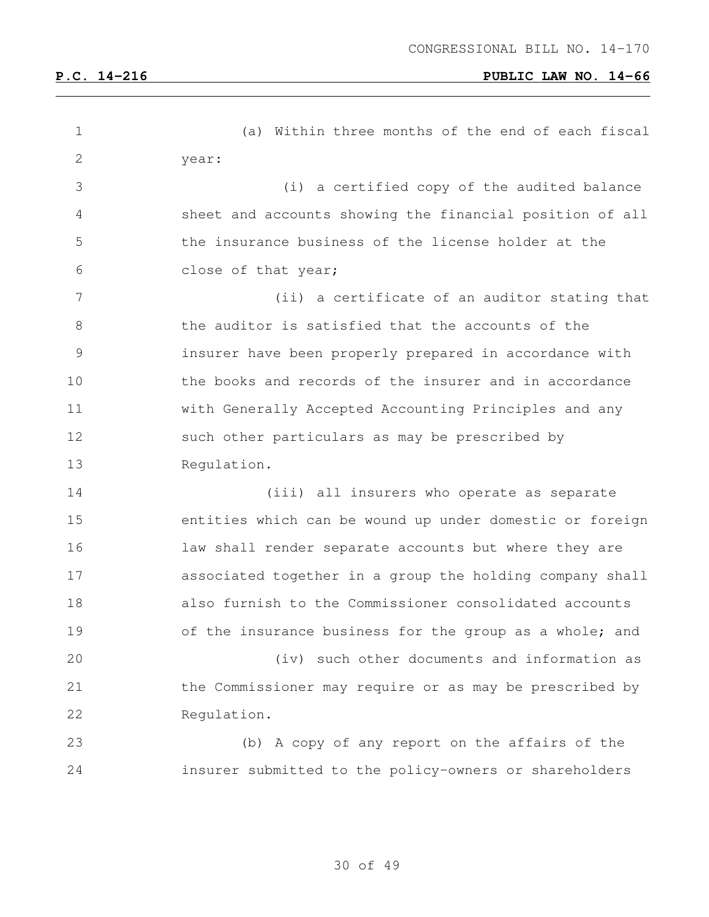(a) Within three months of the end of each fiscal year:

(i) a certified copy of the audited balance sheet and accounts showing the financial position of all the insurance business of the license holder at the close of that year;

(ii) a certificate of an auditor stating that the auditor is satisfied that the accounts of the insurer have been properly prepared in accordance with the books and records of the insurer and in accordance with Generally Accepted Accounting Principles and any such other particulars as may be prescribed by Regulation.

(iii) all insurers who operate as separate entities which can be wound up under domestic or foreign law shall render separate accounts but where they are associated together in a group the holding company shall also furnish to the Commissioner consolidated accounts of the insurance business for the group as a whole; and

(iv) such other documents and information as the Commissioner may require or as may be prescribed by Regulation.

(b) A copy of any report on the affairs of the insurer submitted to the policy-owners or shareholders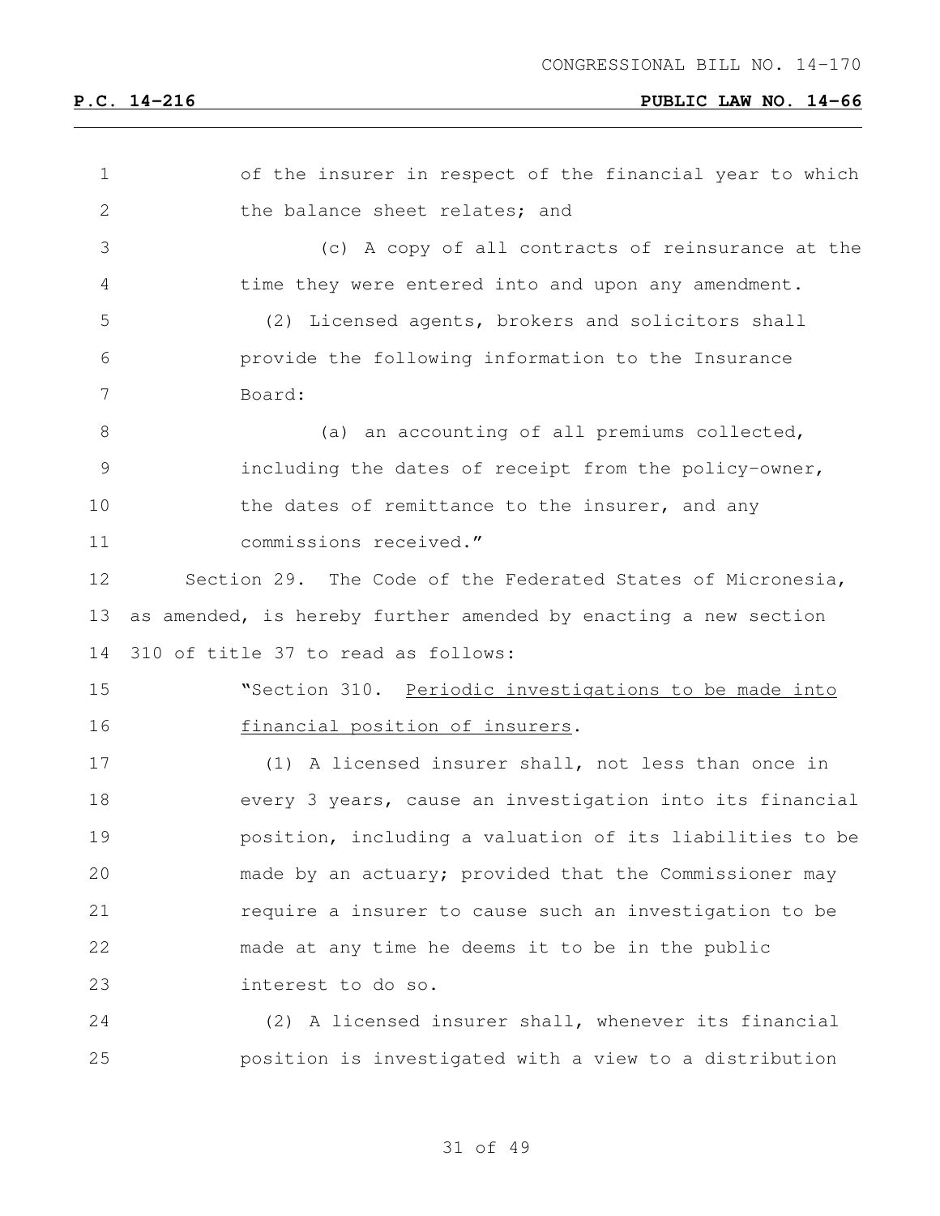of the insurer in respect of the financial year to which the balance sheet relates; and

(c) A copy of all contracts of reinsurance at the time they were entered into and upon any amendment.

(2) Licensed agents, brokers and solicitors shall provide the following information to the Insurance Board:

(a) an accounting of all premiums collected, including the dates of receipt from the policy-owner, the dates of remittance to the insurer, and any commissions received."

Section 29. The Code of the Federated States of Micronesia, as amended, is hereby further amended by enacting a new section 310 of title 37 to read as follows:

"Section 310. Periodic investigations to be made into financial position of insurers.

(1) A licensed insurer shall, not less than once in every 3 years, cause an investigation into its financial position, including a valuation of its liabilities to be made by an actuary; provided that the Commissioner may require a insurer to cause such an investigation to be made at any time he deems it to be in the public interest to do so.

(2) A licensed insurer shall, whenever its financial position is investigated with a view to a distribution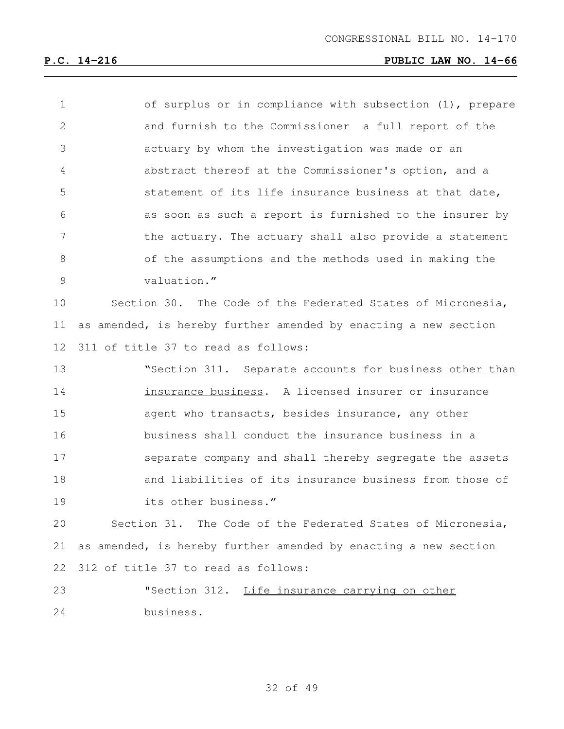of surplus or in compliance with subsection (1), prepare and furnish to the Commissioner a full report of the actuary by whom the investigation was made or an abstract thereof at the Commissioner's option, and a statement of its life insurance business at that date, as soon as such a report is furnished to the insurer by the actuary. The actuary shall also provide a statement of the assumptions and the methods used in making the valuation."

Section 30. The Code of the Federated States of Micronesia, as amended, is hereby further amended by enacting a new section 311 of title 37 to read as follows:

"Section 311. Separate accounts for business other than insurance business. A licensed insurer or insurance agent who transacts, besides insurance, any other business shall conduct the insurance business in a separate company and shall thereby segregate the assets and liabilities of its insurance business from those of its other business."

Section 31. The Code of the Federated States of Micronesia, as amended, is hereby further amended by enacting a new section 312 of title 37 to read as follows:

"Section 312. Life insurance carrying on other business.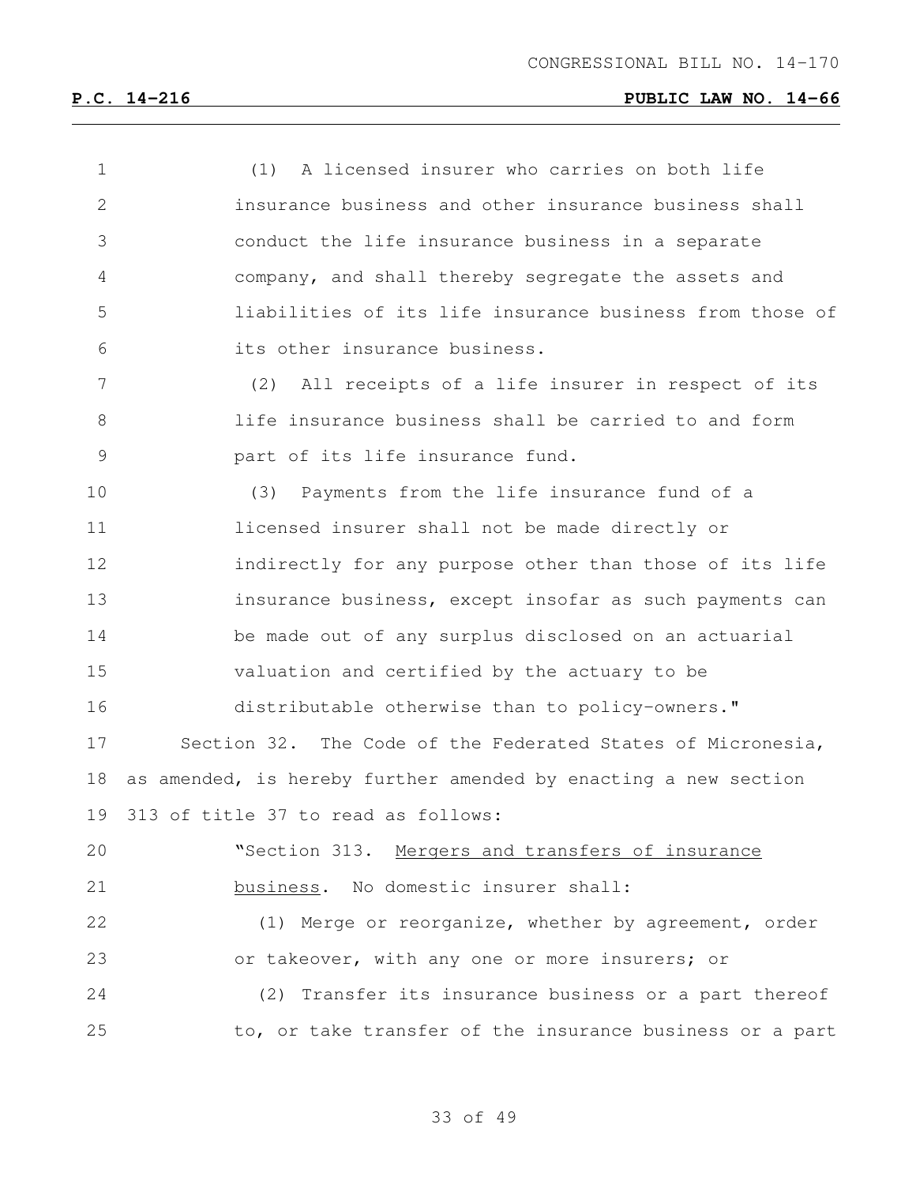(1) A licensed insurer who carries on both life insurance business and other insurance business shall conduct the life insurance business in a separate company, and shall thereby segregate the assets and liabilities of its life insurance business from those of its other insurance business.

(2) All receipts of a life insurer in respect of its life insurance business shall be carried to and form part of its life insurance fund.

(3) Payments from the life insurance fund of a licensed insurer shall not be made directly or indirectly for any purpose other than those of its life insurance business, except insofar as such payments can be made out of any surplus disclosed on an actuarial valuation and certified by the actuary to be distributable otherwise than to policy-owners."

Section 32. The Code of the Federated States of Micronesia, as amended, is hereby further amended by enacting a new section 313 of title 37 to read as follows:

"Section 313. Mergers and transfers of insurance business. No domestic insurer shall:

(1) Merge or reorganize, whether by agreement, order or takeover, with any one or more insurers; or

(2) Transfer its insurance business or a part thereof to, or take transfer of the insurance business or a part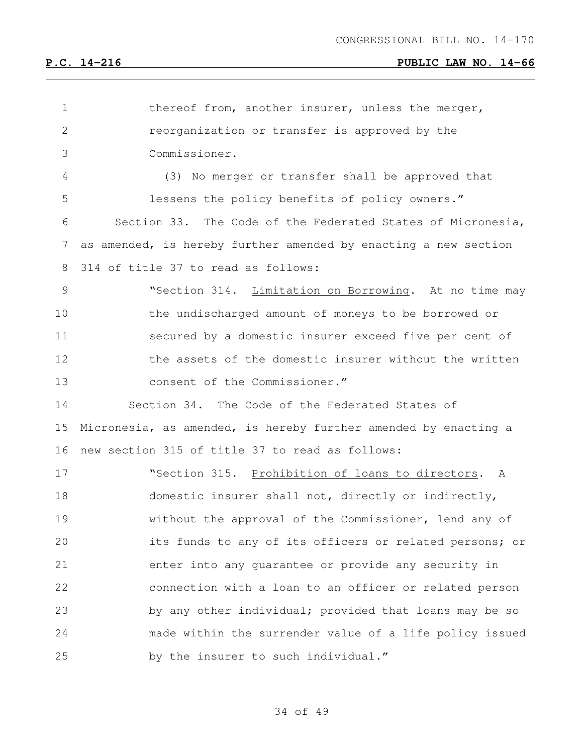thereof from, another insurer, unless the merger, reorganization or transfer is approved by the Commissioner.

(3) No merger or transfer shall be approved that lessens the policy benefits of policy owners."

Section 33. The Code of the Federated States of Micronesia, as amended, is hereby further amended by enacting a new section 314 of title 37 to read as follows:

"Section 314. Limitation on Borrowing. At no time may the undischarged amount of moneys to be borrowed or secured by a domestic insurer exceed five per cent of the assets of the domestic insurer without the written consent of the Commissioner."

Section 34. The Code of the Federated States of Micronesia, as amended, is hereby further amended by enacting a new section 315 of title 37 to read as follows:

"Section 315. Prohibition of loans to directors. A domestic insurer shall not, directly or indirectly, without the approval of the Commissioner, lend any of its funds to any of its officers or related persons; or enter into any guarantee or provide any security in connection with a loan to an officer or related person by any other individual; provided that loans may be so made within the surrender value of a life policy issued by the insurer to such individual."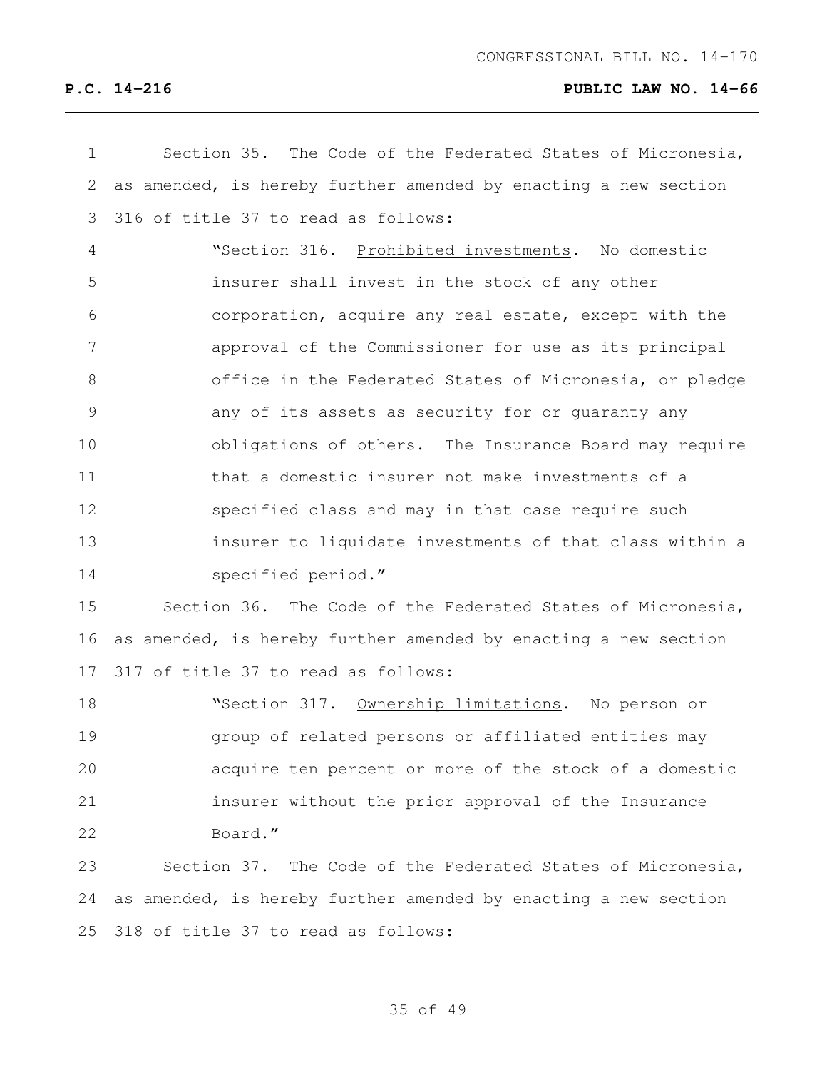Section 35. The Code of the Federated States of Micronesia, as amended, is hereby further amended by enacting a new section 316 of title 37 to read as follows:

> "Section 316. Prohibited investments. No domestic insurer shall invest in the stock of any other corporation, acquire any real estate, except with the approval of the Commissioner for use as its principal office in the Federated States of Micronesia, or pledge any of its assets as security for or guaranty any obligations of others. The Insurance Board may require that a domestic insurer not make investments of a specified class and may in that case require such insurer to liquidate investments of that class within a specified period."

Section 36. The Code of the Federated States of Micronesia, as amended, is hereby further amended by enacting a new section 317 of title 37 to read as follows:

> "Section 317. Ownership limitations. No person or group of related persons or affiliated entities may acquire ten percent or more of the stock of a domestic insurer without the prior approval of the Insurance Board."

Section 37. The Code of the Federated States of Micronesia, as amended, is hereby further amended by enacting a new section 318 of title 37 to read as follows: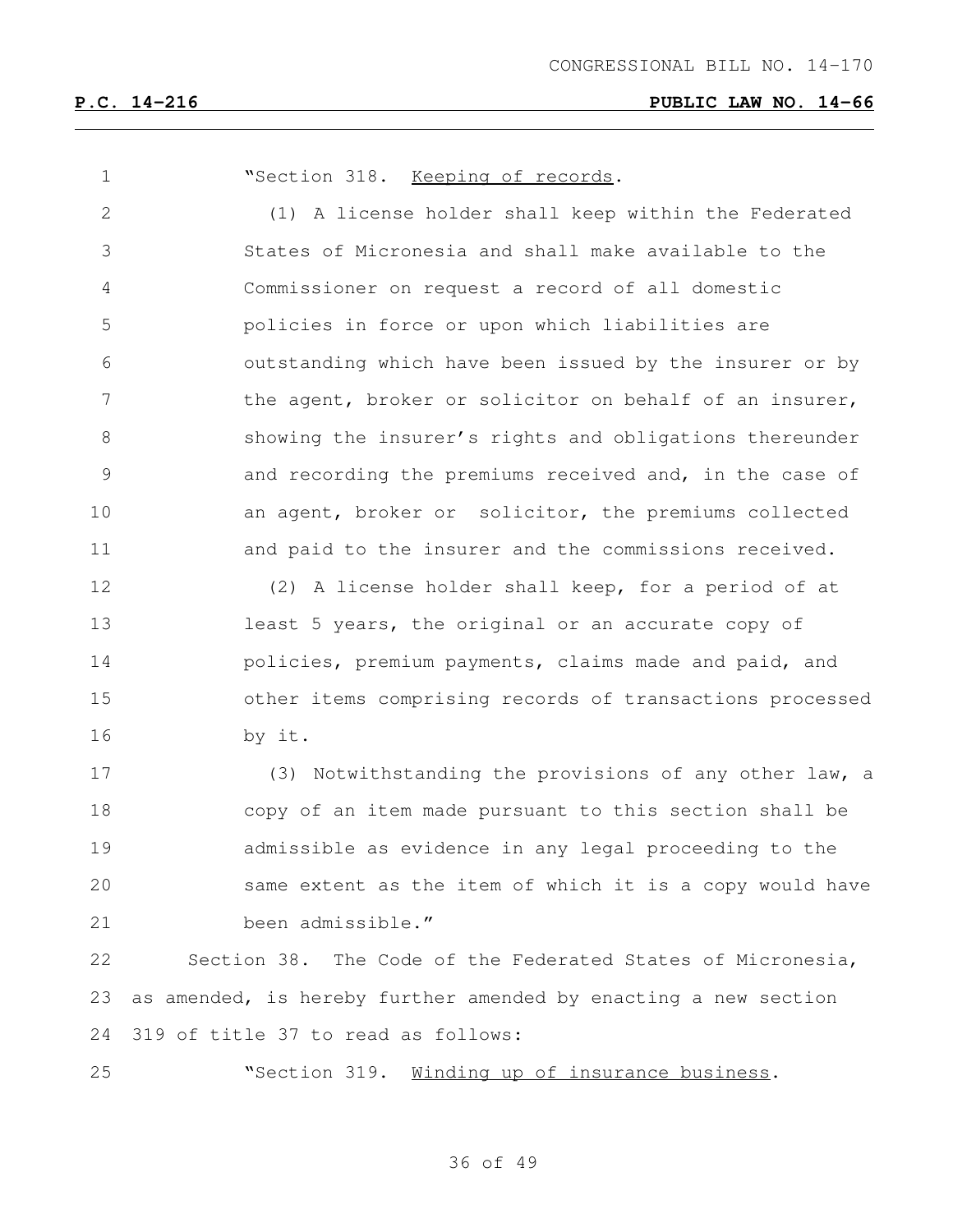"Section 318. Keeping of records.

(1) A license holder shall keep within the Federated States of Micronesia and shall make available to the Commissioner on request a record of all domestic policies in force or upon which liabilities are outstanding which have been issued by the insurer or by the agent, broker or solicitor on behalf of an insurer, showing the insurer's rights and obligations thereunder and recording the premiums received and, in the case of an agent, broker or solicitor, the premiums collected and paid to the insurer and the commissions received.

(2) A license holder shall keep, for a period of at least 5 years, the original or an accurate copy of policies, premium payments, claims made and paid, and other items comprising records of transactions processed by it.

(3) Notwithstanding the provisions of any other law, a copy of an item made pursuant to this section shall be admissible as evidence in any legal proceeding to the same extent as the item of which it is a copy would have been admissible."

Section 38. The Code of the Federated States of Micronesia, as amended, is hereby further amended by enacting a new section 319 of title 37 to read as follows:

"Section 319. Winding up of insurance business.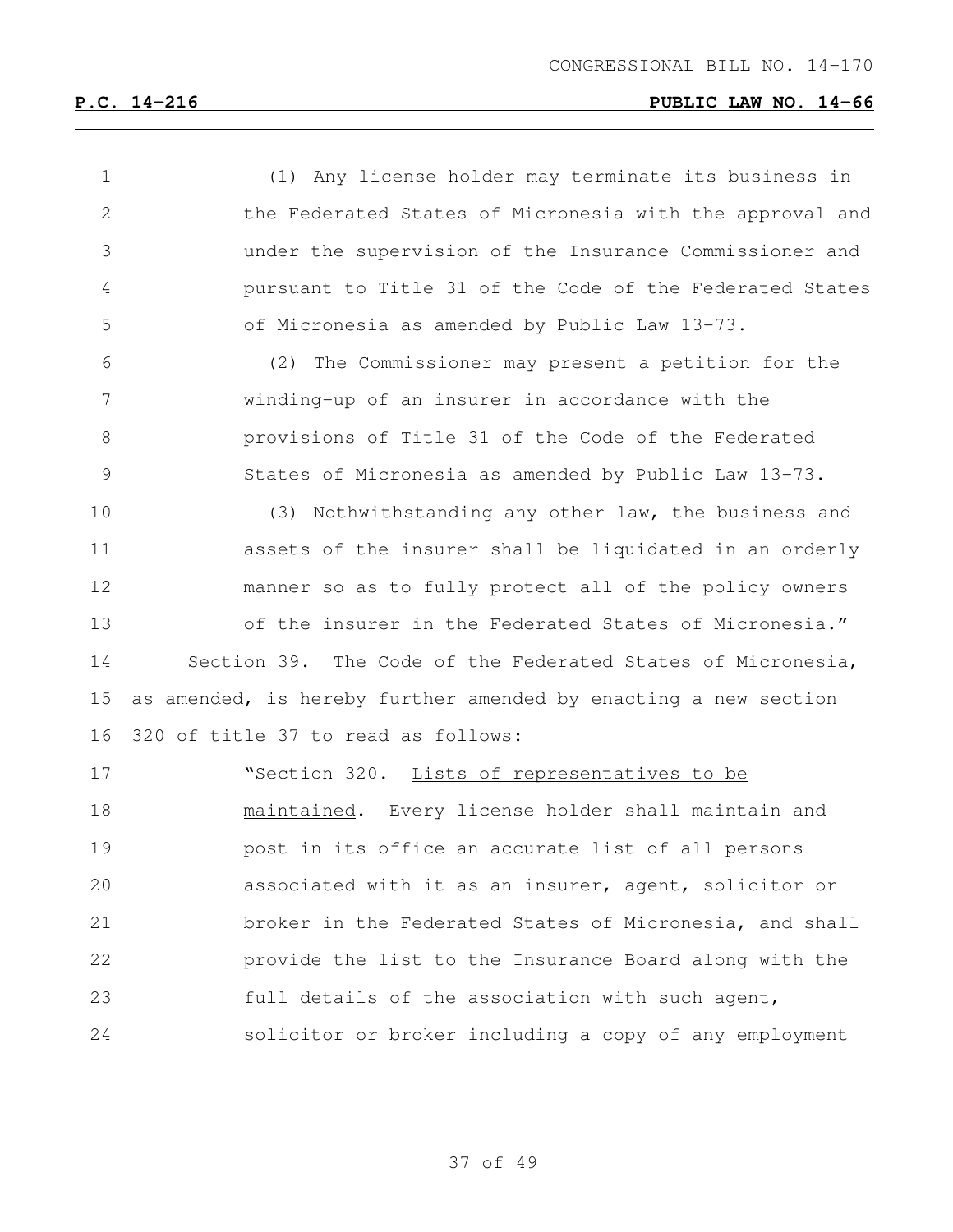(1) Any license holder may terminate its business in the Federated States of Micronesia with the approval and under the supervision of the Insurance Commissioner and pursuant to Title 31 of the Code of the Federated States of Micronesia as amended by Public Law 13-73.

(2) The Commissioner may present a petition for the winding-up of an insurer in accordance with the provisions of Title 31 of the Code of the Federated States of Micronesia as amended by Public Law 13-73.

(3) Nothwithstanding any other law, the business and assets of the insurer shall be liquidated in an orderly manner so as to fully protect all of the policy owners of the insurer in the Federated States of Micronesia."

Section 39. The Code of the Federated States of Micronesia, as amended, is hereby further amended by enacting a new section 320 of title 37 to read as follows:

"Section 320. Lists of representatives to be maintained. Every license holder shall maintain and post in its office an accurate list of all persons associated with it as an insurer, agent, solicitor or broker in the Federated States of Micronesia, and shall provide the list to the Insurance Board along with the full details of the association with such agent, solicitor or broker including a copy of any employment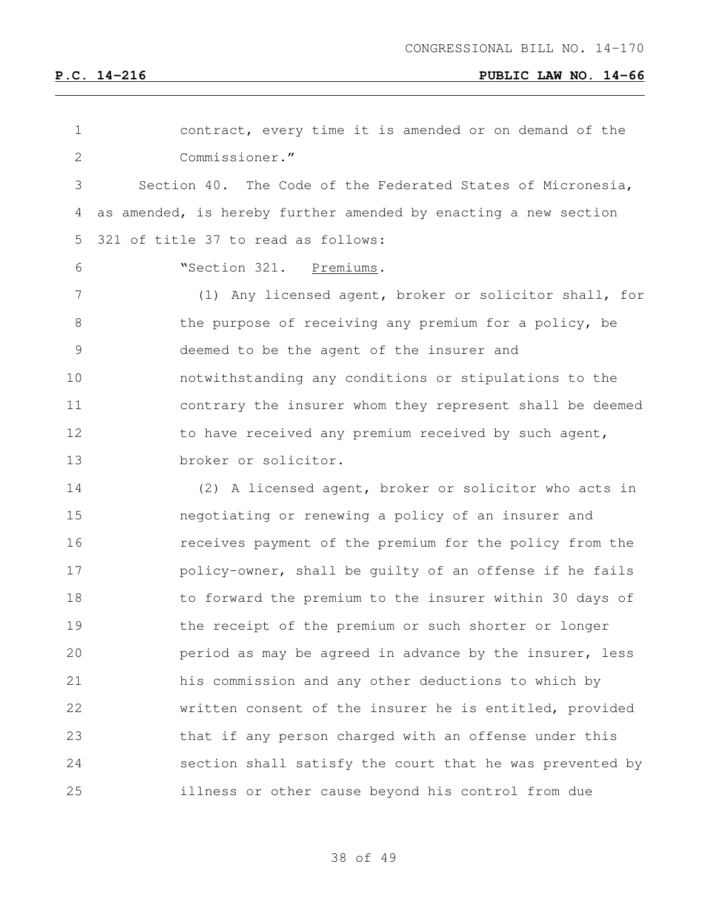contract, every time it is amended or on demand of the Commissioner."

Section 40. The Code of the Federated States of Micronesia, as amended, is hereby further amended by enacting a new section 321 of title 37 to read as follows:

"Section 321. Premiums.

(1) Any licensed agent, broker or solicitor shall, for the purpose of receiving any premium for a policy, be deemed to be the agent of the insurer and notwithstanding any conditions or stipulations to the contrary the insurer whom they represent shall be deemed to have received any premium received by such agent, broker or solicitor.

(2) A licensed agent, broker or solicitor who acts in negotiating or renewing a policy of an insurer and receives payment of the premium for the policy from the policy-owner, shall be guilty of an offense if he fails to forward the premium to the insurer within 30 days of the receipt of the premium or such shorter or longer period as may be agreed in advance by the insurer, less his commission and any other deductions to which by written consent of the insurer he is entitled, provided that if any person charged with an offense under this section shall satisfy the court that he was prevented by illness or other cause beyond his control from due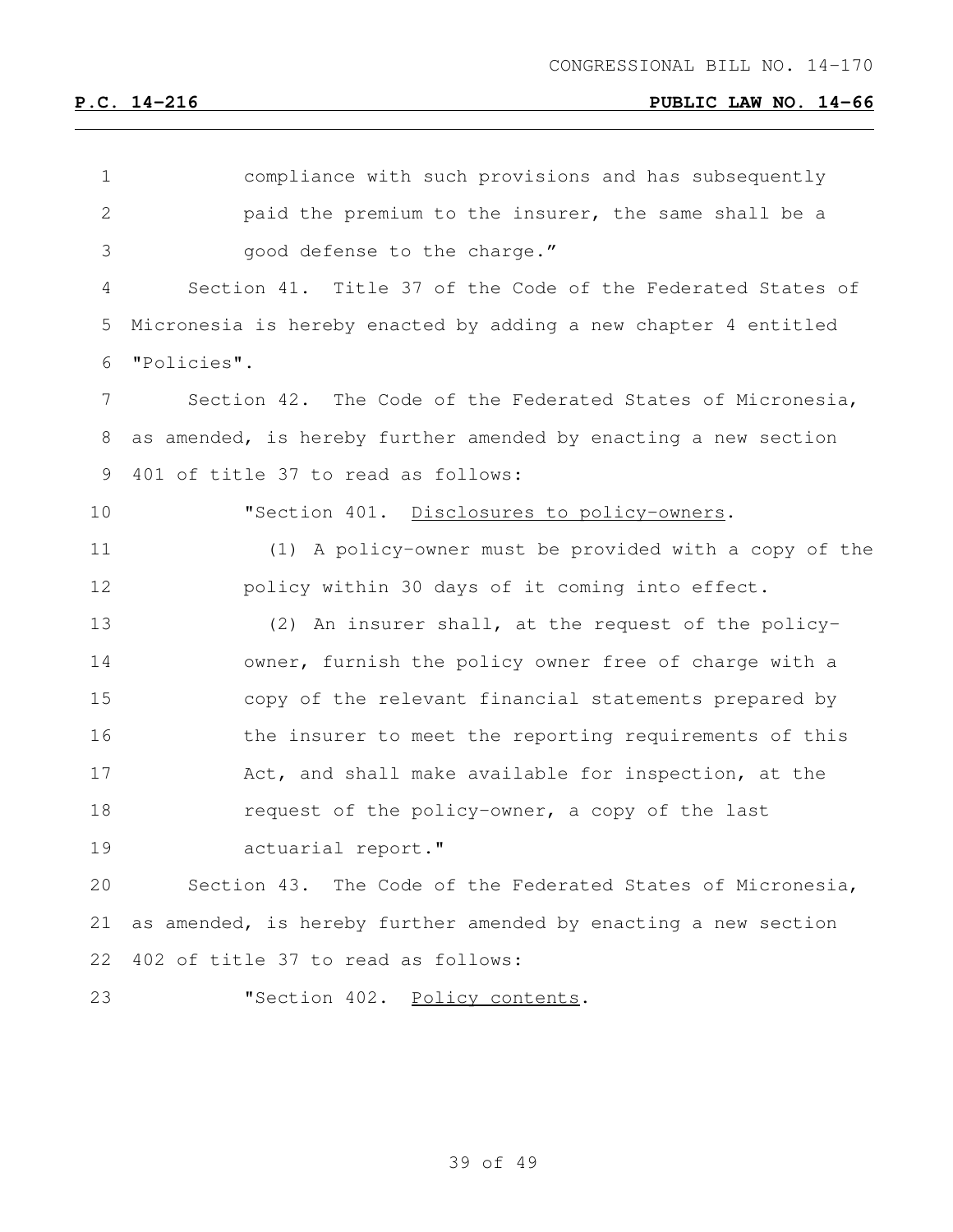compliance with such provisions and has subsequently paid the premium to the insurer, the same shall be a good defense to the charge."

Section 41. Title 37 of the Code of the Federated States of Micronesia is hereby enacted by adding a new chapter 4 entitled "Policies".

Section 42. The Code of the Federated States of Micronesia, as amended, is hereby further amended by enacting a new section 401 of title 37 to read as follows:

"Section 401. Disclosures to policy-owners.

(1) A policy-owner must be provided with a copy of the policy within 30 days of it coming into effect.

(2) An insurer shall, at the request of the policy-owner, furnish the policy owner free of charge with a copy of the relevant financial statements prepared by the insurer to meet the reporting requirements of this Act, and shall make available for inspection, at the request of the policy-owner, a copy of the last actuarial report."

Section 43. The Code of the Federated States of Micronesia, as amended, is hereby further amended by enacting a new section 402 of title 37 to read as follows:

"Section 402. Policy contents.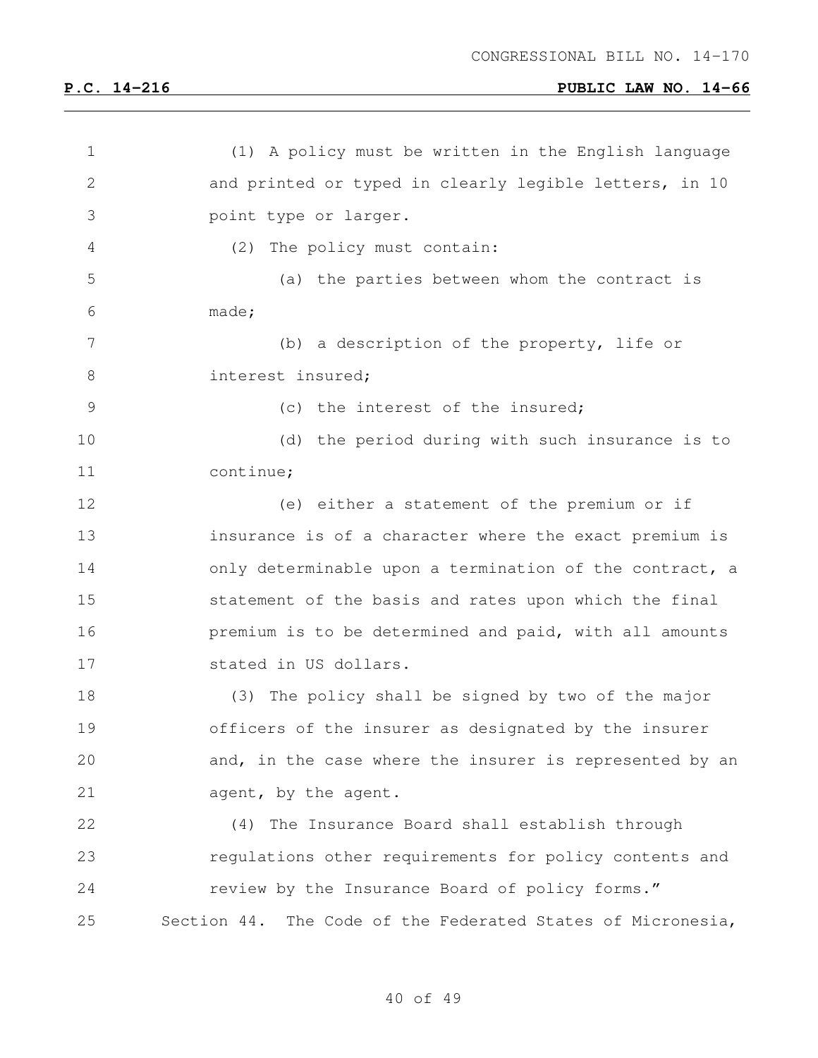(1) A policy must be written in the English language and printed or typed in clearly legible letters, in 10 point type or larger.

(2) The policy must contain:

(a) the parties between whom the contract is made;

(b) a description of the property, life or interest insured;

(c) the interest of the insured;

(d) the period during with such insurance is to continue;

(e) either a statement of the premium or if insurance is of a character where the exact premium is only determinable upon a termination of the contract, a statement of the basis and rates upon which the final premium is to be determined and paid, with all amounts stated in US dollars.

(3) The policy shall be signed by two of the major officers of the insurer as designated by the insurer and, in the case where the insurer is represented by an agent, by the agent.

(4) The Insurance Board shall establish through regulations other requirements for policy contents and review by the Insurance Board of policy forms."

Section 44. The Code of the Federated States of Micronesia,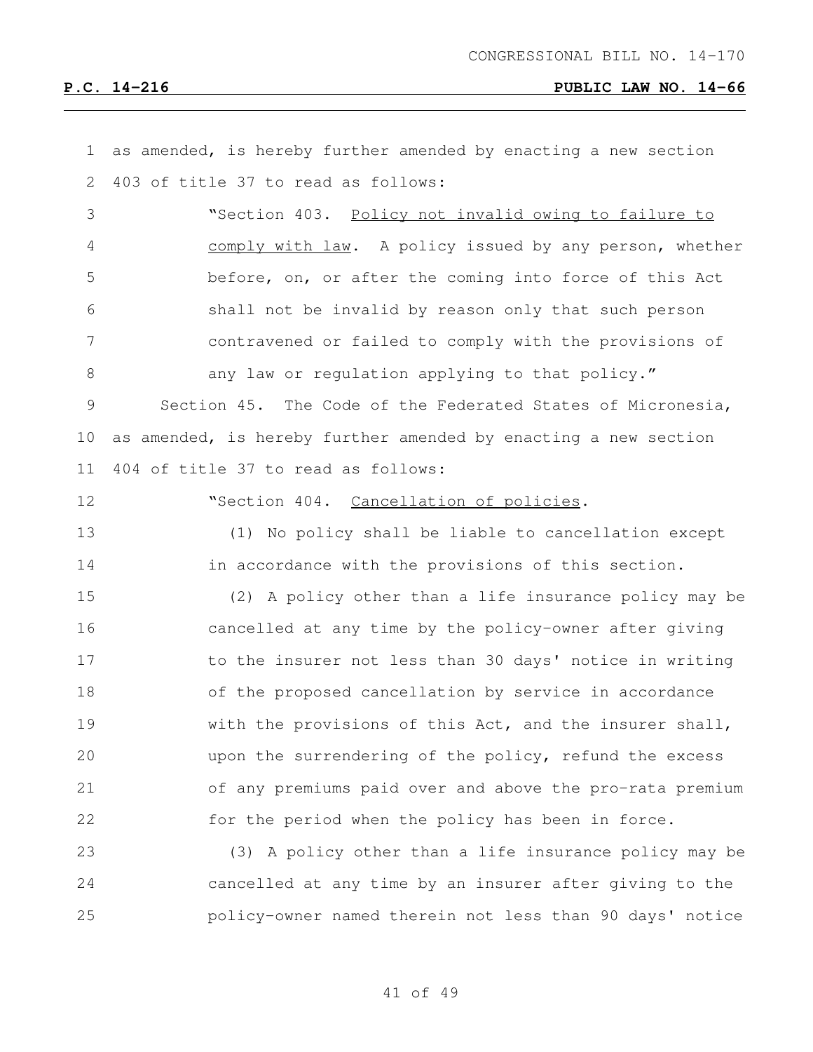as amended, is hereby further amended by enacting a new section 403 of title 37 to read as follows:

"Section 403. Policy not invalid owing to failure to comply with law. A policy issued by any person, whether before, on, or after the coming into force of this Act shall not be invalid by reason only that such person contravened or failed to comply with the provisions of any law or regulation applying to that policy."

Section 45. The Code of the Federated States of Micronesia, as amended, is hereby further amended by enacting a new section 404 of title 37 to read as follows:

"Section 404. Cancellation of policies.

(1) No policy shall be liable to cancellation except in accordance with the provisions of this section.

(2) A policy other than a life insurance policy may be cancelled at any time by the policy-owner after giving to the insurer not less than 30 days' notice in writing of the proposed cancellation by service in accordance with the provisions of this Act, and the insurer shall, upon the surrendering of the policy, refund the excess of any premiums paid over and above the pro-rata premium for the period when the policy has been in force.

(3) A policy other than a life insurance policy may be cancelled at any time by an insurer after giving to the policy-owner named therein not less than 90 days' notice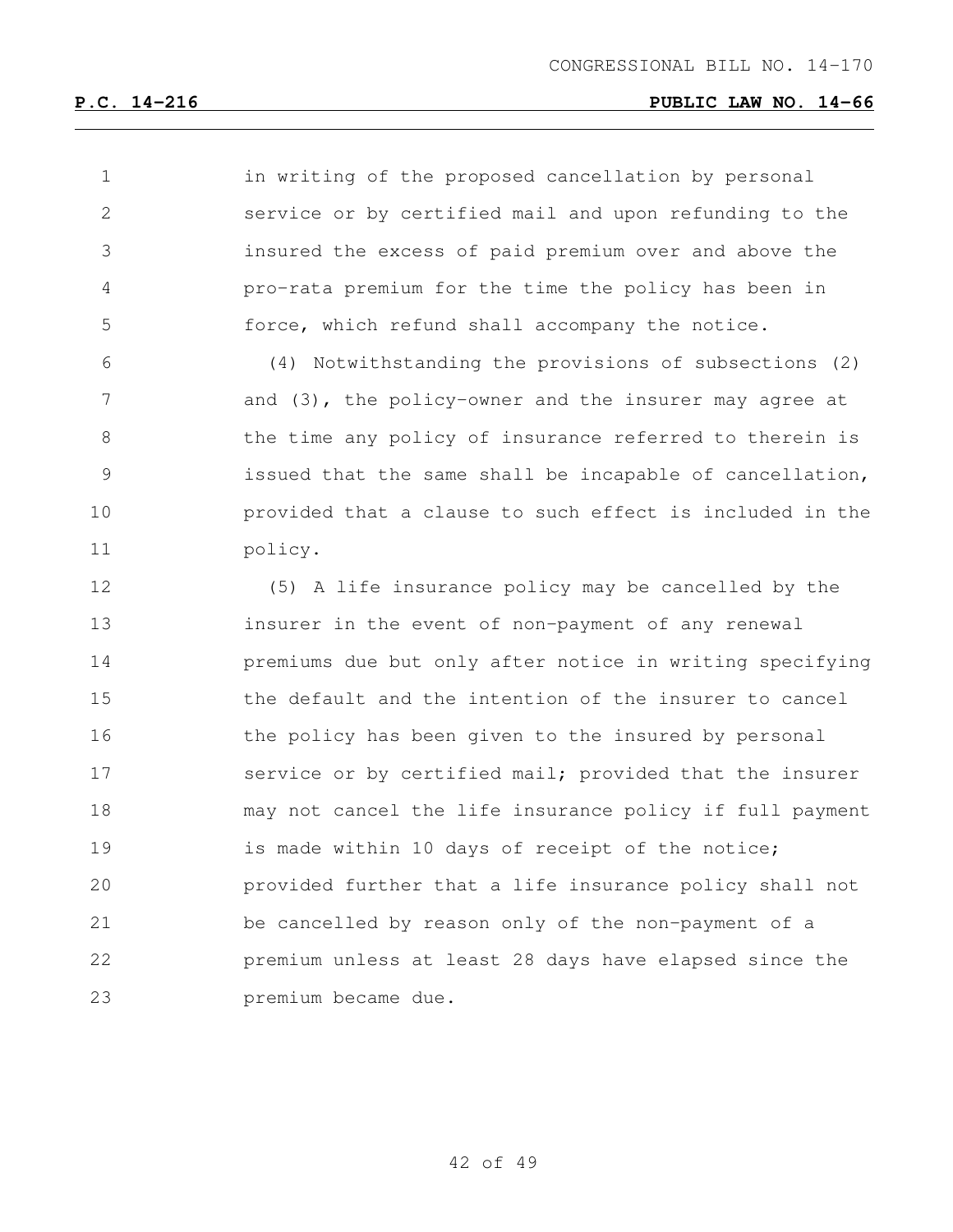in writing of the proposed cancellation by personal service or by certified mail and upon refunding to the insured the excess of paid premium over and above the pro-rata premium for the time the policy has been in force, which refund shall accompany the notice.

(4) Notwithstanding the provisions of subsections (2) and (3), the policy-owner and the insurer may agree at the time any policy of insurance referred to therein is issued that the same shall be incapable of cancellation, provided that a clause to such effect is included in the policy.

(5) A life insurance policy may be cancelled by the insurer in the event of non-payment of any renewal premiums due but only after notice in writing specifying the default and the intention of the insurer to cancel the policy has been given to the insured by personal service or by certified mail; provided that the insurer may not cancel the life insurance policy if full payment is made within 10 days of receipt of the notice; provided further that a life insurance policy shall not be cancelled by reason only of the non-payment of a premium unless at least 28 days have elapsed since the premium became due.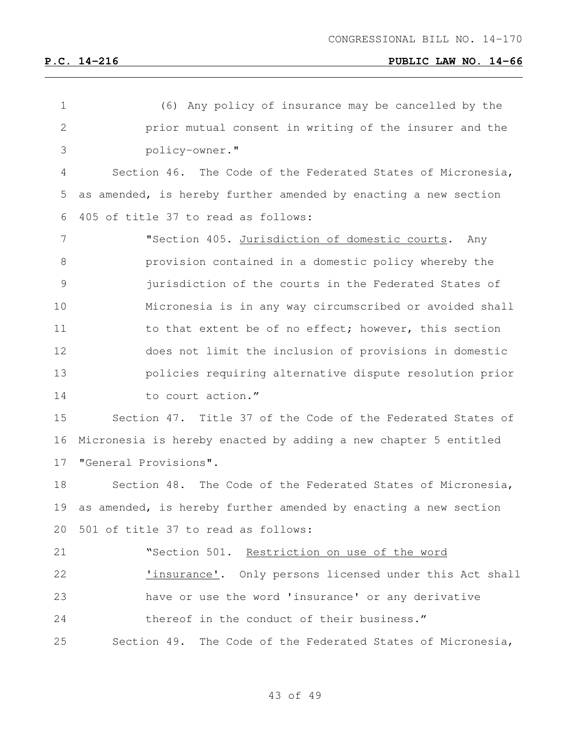(6) Any policy of insurance may be cancelled by the prior mutual consent in writing of the insurer and the policy-owner."

Section 46. The Code of the Federated States of Micronesia, as amended, is hereby further amended by enacting a new section 405 of title 37 to read as follows:

"Section 405. Jurisdiction of domestic courts. Any provision contained in a domestic policy whereby the jurisdiction of the courts in the Federated States of Micronesia is in any way circumscribed or avoided shall to that extent be of no effect; however, this section does not limit the inclusion of provisions in domestic policies requiring alternative dispute resolution prior to court action."

Section 47. Title 37 of the Code of the Federated States of Micronesia is hereby enacted by adding a new chapter 5 entitled "General Provisions".

Section 48. The Code of the Federated States of Micronesia, as amended, is hereby further amended by enacting a new section 501 of title 37 to read as follows:

"Section 501. Restriction on use of the word 'insurance'. Only persons licensed under this Act shall have or use the word 'insurance' or any derivative thereof in the conduct of their business."

Section 49. The Code of the Federated States of Micronesia,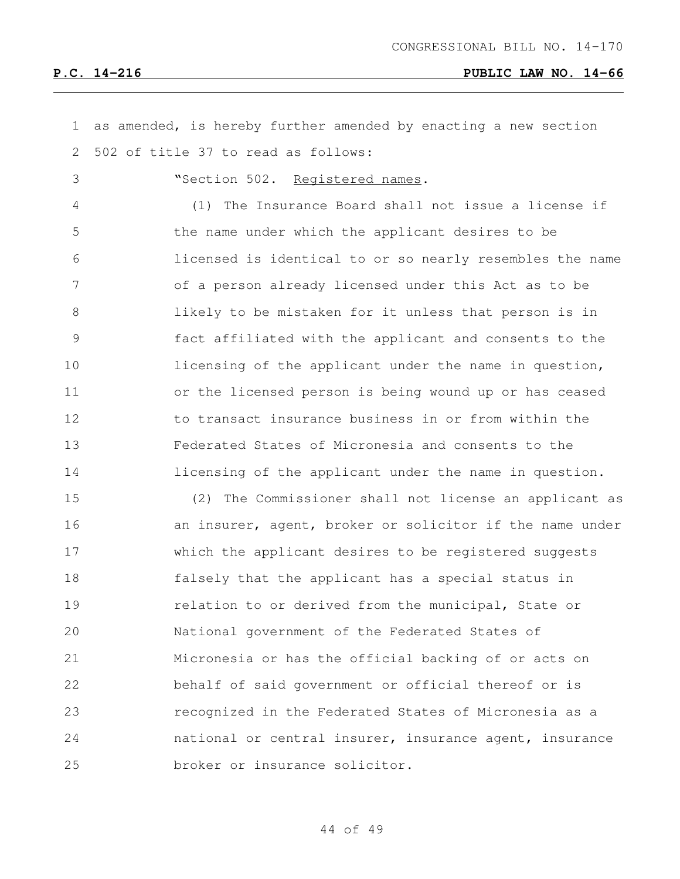as amended, is hereby further amended by enacting a new section 502 of title 37 to read as follows:

"Section 502. Registered names.

(1) The Insurance Board shall not issue a license if the name under which the applicant desires to be licensed is identical to or so nearly resembles the name of a person already licensed under this Act as to be likely to be mistaken for it unless that person is in fact affiliated with the applicant and consents to the licensing of the applicant under the name in question, or the licensed person is being wound up or has ceased to transact insurance business in or from within the Federated States of Micronesia and consents to the licensing of the applicant under the name in question.

(2) The Commissioner shall not license an applicant as an insurer, agent, broker or solicitor if the name under which the applicant desires to be registered suggests falsely that the applicant has a special status in relation to or derived from the municipal, State or National government of the Federated States of Micronesia or has the official backing of or acts on behalf of said government or official thereof or is recognized in the Federated States of Micronesia as a national or central insurer, insurance agent, insurance broker or insurance solicitor.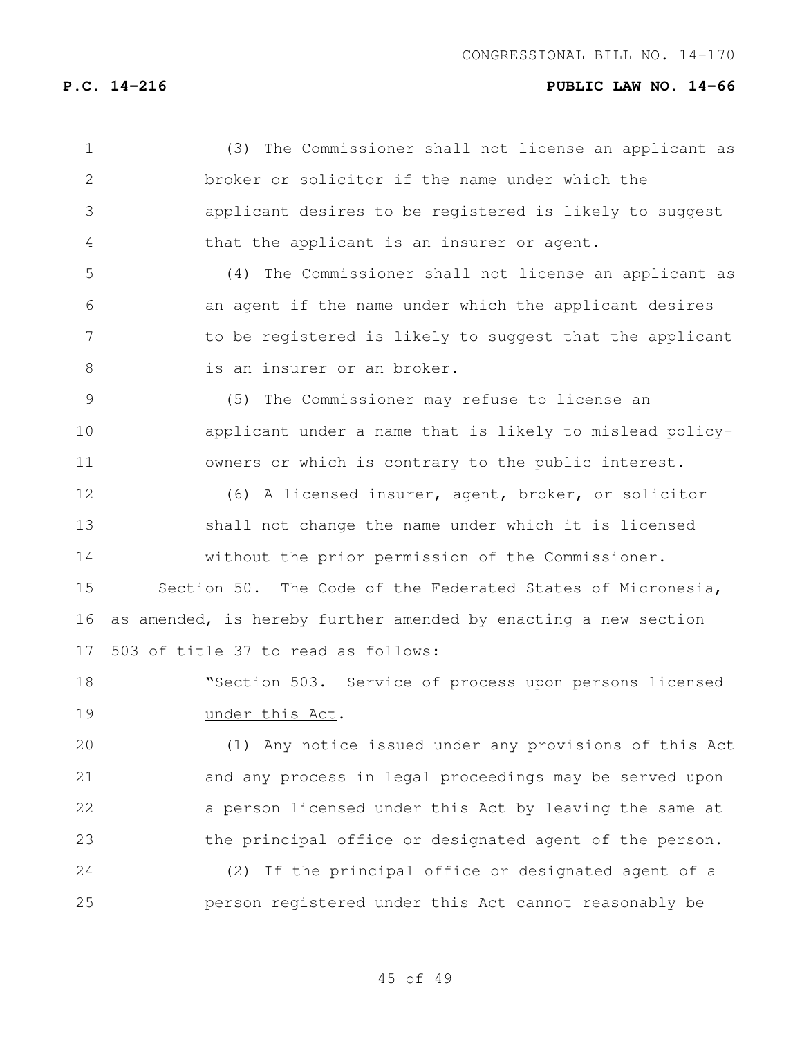(3) The Commissioner shall not license an applicant as broker or solicitor if the name under which the applicant desires to be registered is likely to suggest that the applicant is an insurer or agent.

(4) The Commissioner shall not license an applicant as an agent if the name under which the applicant desires to be registered is likely to suggest that the applicant is an insurer or an broker.

(5) The Commissioner may refuse to license an applicant under a name that is likely to mislead policy-owners or which is contrary to the public interest.

(6) A licensed insurer, agent, broker, or solicitor shall not change the name under which it is licensed without the prior permission of the Commissioner.

Section 50. The Code of the Federated States of Micronesia, as amended, is hereby further amended by enacting a new section 503 of title 37 to read as follows:

"Section 503. Service of process upon persons licensed under this Act.

(1) Any notice issued under any provisions of this Act and any process in legal proceedings may be served upon a person licensed under this Act by leaving the same at the principal office or designated agent of the person.

(2) If the principal office or designated agent of a person registered under this Act cannot reasonably be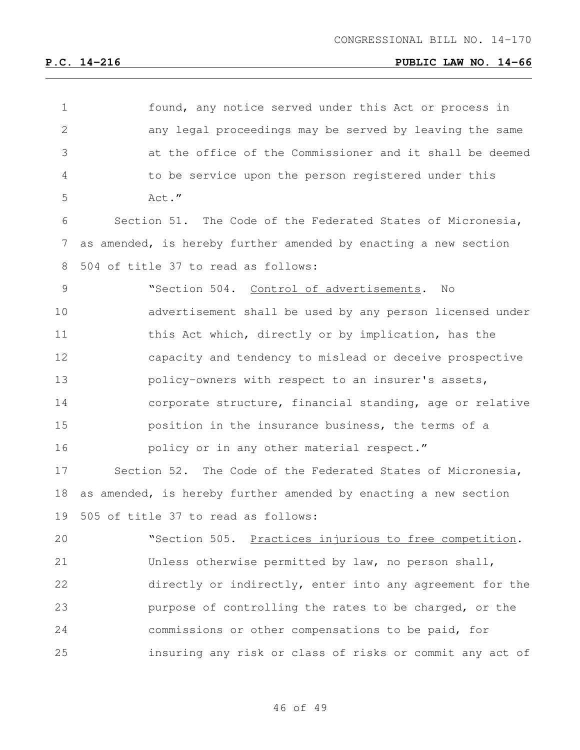found, any notice served under this Act or process in any legal proceedings may be served by leaving the same at the office of the Commissioner and it shall be deemed to be service upon the person registered under this Act."

Section 51. The Code of the Federated States of Micronesia, as amended, is hereby further amended by enacting a new section 504 of title 37 to read as follows:

"Section 504. Control of advertisements. No advertisement shall be used by any person licensed under this Act which, directly or by implication, has the capacity and tendency to mislead or deceive prospective policy-owners with respect to an insurer's assets, corporate structure, financial standing, age or relative position in the insurance business, the terms of a policy or in any other material respect."

Section 52. The Code of the Federated States of Micronesia, as amended, is hereby further amended by enacting a new section 505 of title 37 to read as follows:

"Section 505. Practices injurious to free competition. Unless otherwise permitted by law, no person shall, directly or indirectly, enter into any agreement for the purpose of controlling the rates to be charged, or the commissions or other compensations to be paid, for insuring any risk or class of risks or commit any act of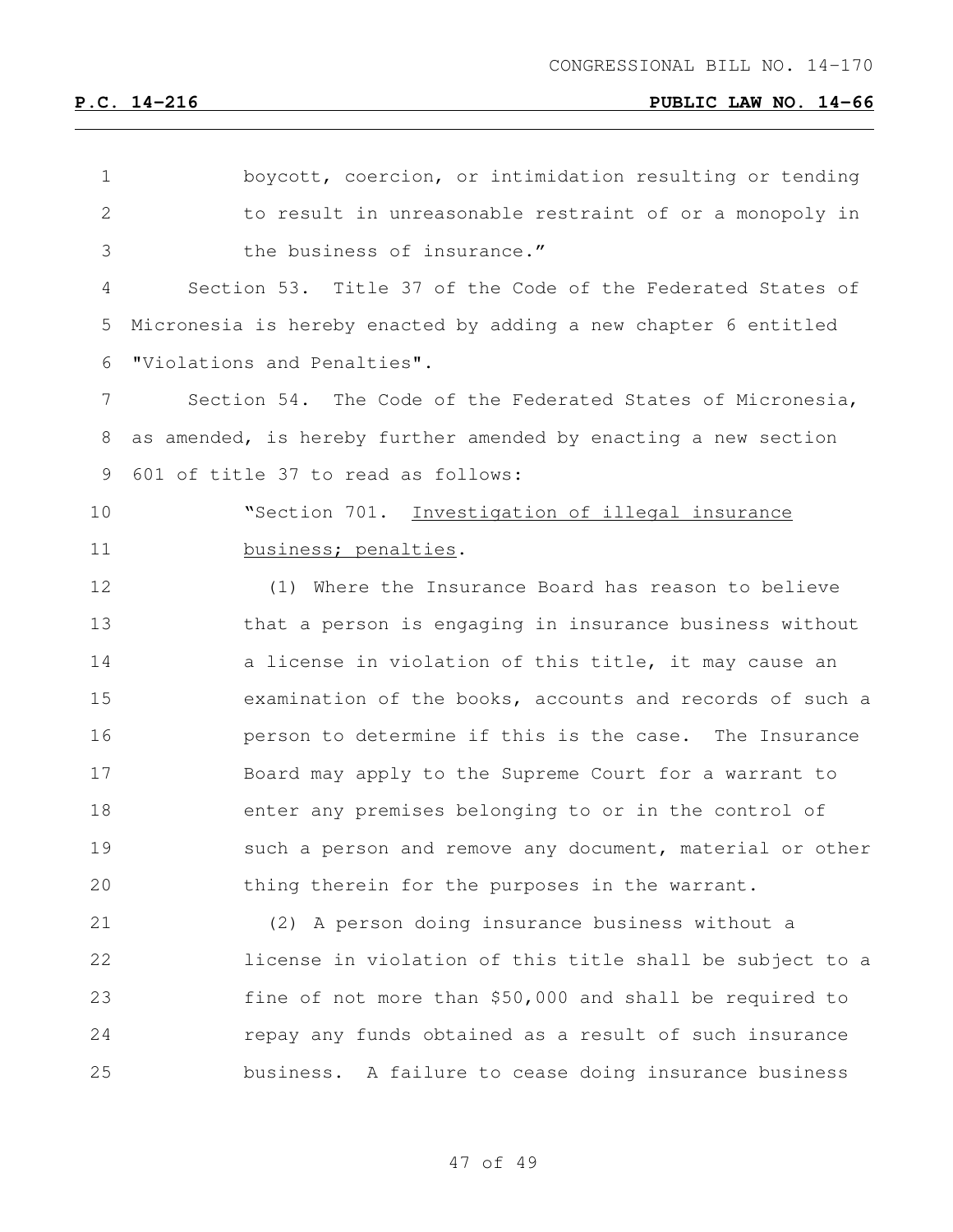boycott, coercion, or intimidation resulting or tending to result in unreasonable restraint of or a monopoly in the business of insurance."

Section 53. Title 37 of the Code of the Federated States of Micronesia is hereby enacted by adding a new chapter 6 entitled "Violations and Penalties".

Section 54. The Code of the Federated States of Micronesia, as amended, is hereby further amended by enacting a new section 601 of title 37 to read as follows:

"Section 701. Investigation of illegal insurance business; penalties.

(1) Where the Insurance Board has reason to believe that a person is engaging in insurance business without a license in violation of this title, it may cause an examination of the books, accounts and records of such a person to determine if this is the case. The Insurance Board may apply to the Supreme Court for a warrant to enter any premises belonging to or in the control of such a person and remove any document, material or other thing therein for the purposes in the warrant.

(2) A person doing insurance business without a license in violation of this title shall be subject to a fine of not more than $50,000 and shall be required to repay any funds obtained as a result of such insurance business. A failure to cease doing insurance business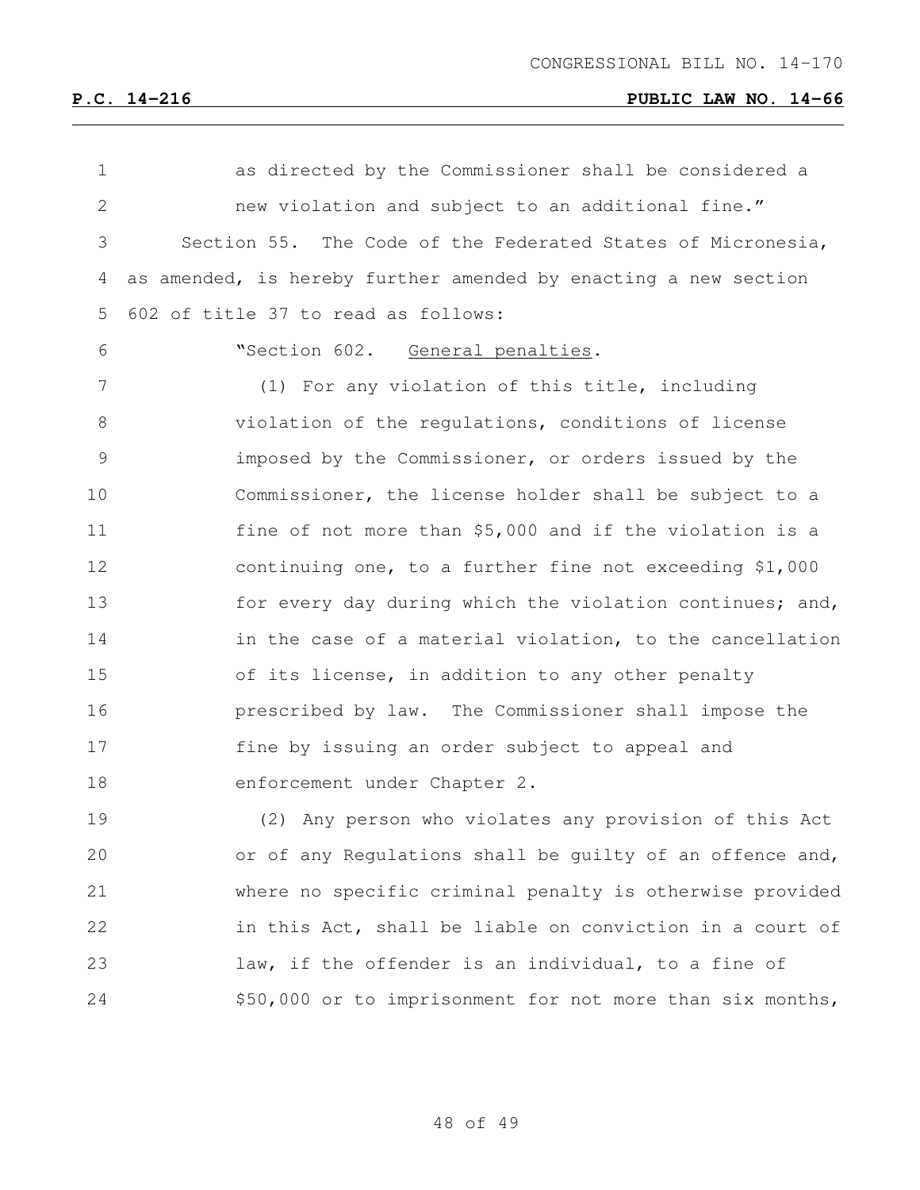as directed by the Commissioner shall be considered a new violation and subject to an additional fine."

Section 55. The Code of the Federated States of Micronesia, as amended, is hereby further amended by enacting a new section 602 of title 37 to read as follows:

"Section 602. General penalties.

(1) For any violation of this title, including violation of the regulations, conditions of license imposed by the Commissioner, or orders issued by the Commissioner, the license holder shall be subject to a fine of not more than $5,000 and if the violation is a continuing one, to a further fine not exceeding $1,000 for every day during which the violation continues; and, in the case of a material violation, to the cancellation of its license, in addition to any other penalty prescribed by law. The Commissioner shall impose the fine by issuing an order subject to appeal and enforcement under Chapter 2.

(2) Any person who violates any provision of this Act or of any Regulations shall be guilty of an offence and, where no specific criminal penalty is otherwise provided in this Act, shall be liable on conviction in a court of law, if the offender is an individual, to a fine of $50,000 or to imprisonment for not more than six months,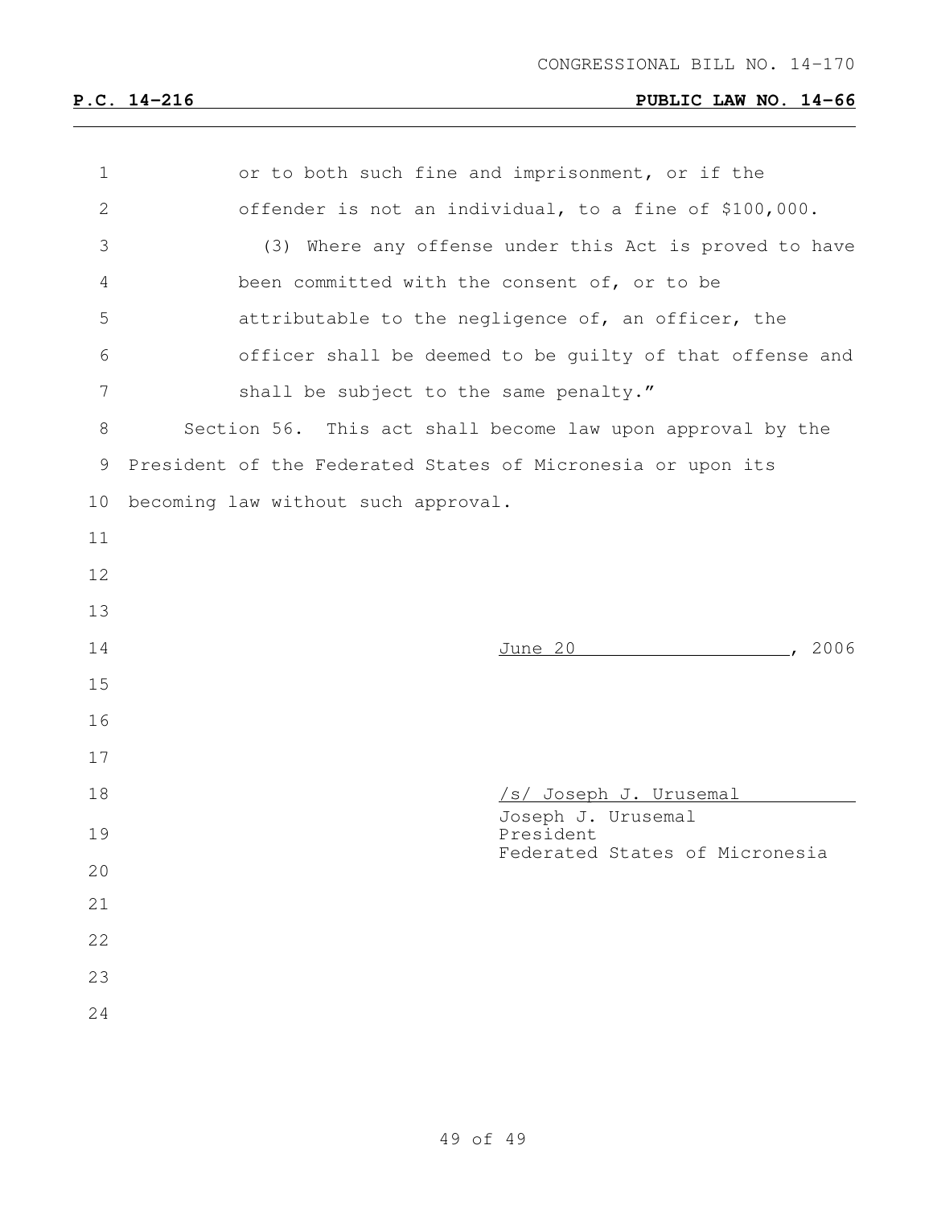CONGRESSIONAL BILL NO. 14-170

**P.C. 14-216** **PUBLIC LAW NO. 14-66**

or to both such fine and imprisonment, or if the offender is not an individual, to a fine of $100,000.

(3) Where any offense under this Act is proved to have been committed with the consent of, or to be attributable to the negligence of, an officer, the officer shall be deemed to be guilty of that offense and shall be subject to the same penalty."

Section 56. This act shall become law upon approval by the President of the Federated States of Micronesia or upon its becoming law without such approval.

June 20, 2006

/s/ Joseph J. Urusemal
Joseph J. Urusemal
President
Federated States of Micronesia